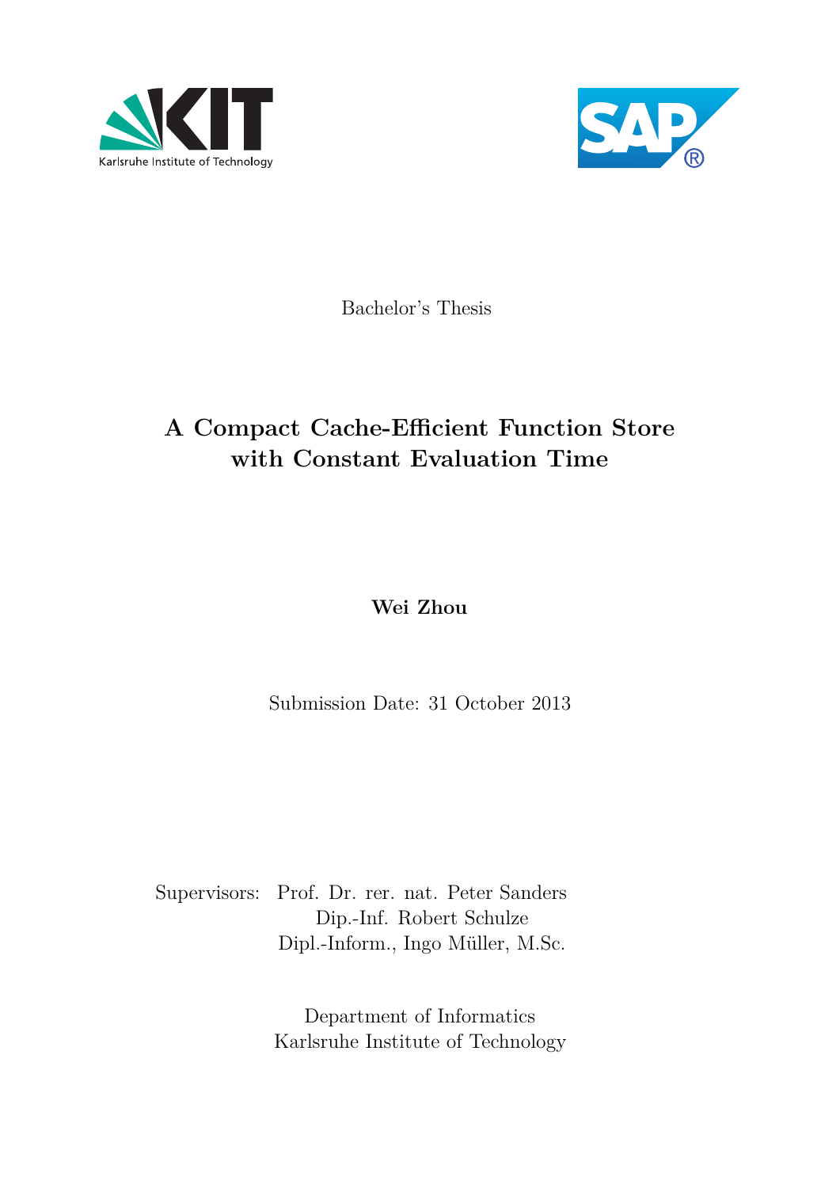Bachelor's Thesis

# A Compact Cache-Efficient Function Store with Constant Evaluation Time

**Wei Zhou**

Submission Date: 31 October 2013

Supervisors: Prof. Dr. rer. nat. Peter Sanders
Dip.-Inf. Robert Schulze
Dipl.-Inform., Ingo Müller, M.Sc.

Department of Informatics
Karlsruhe Institute of Technology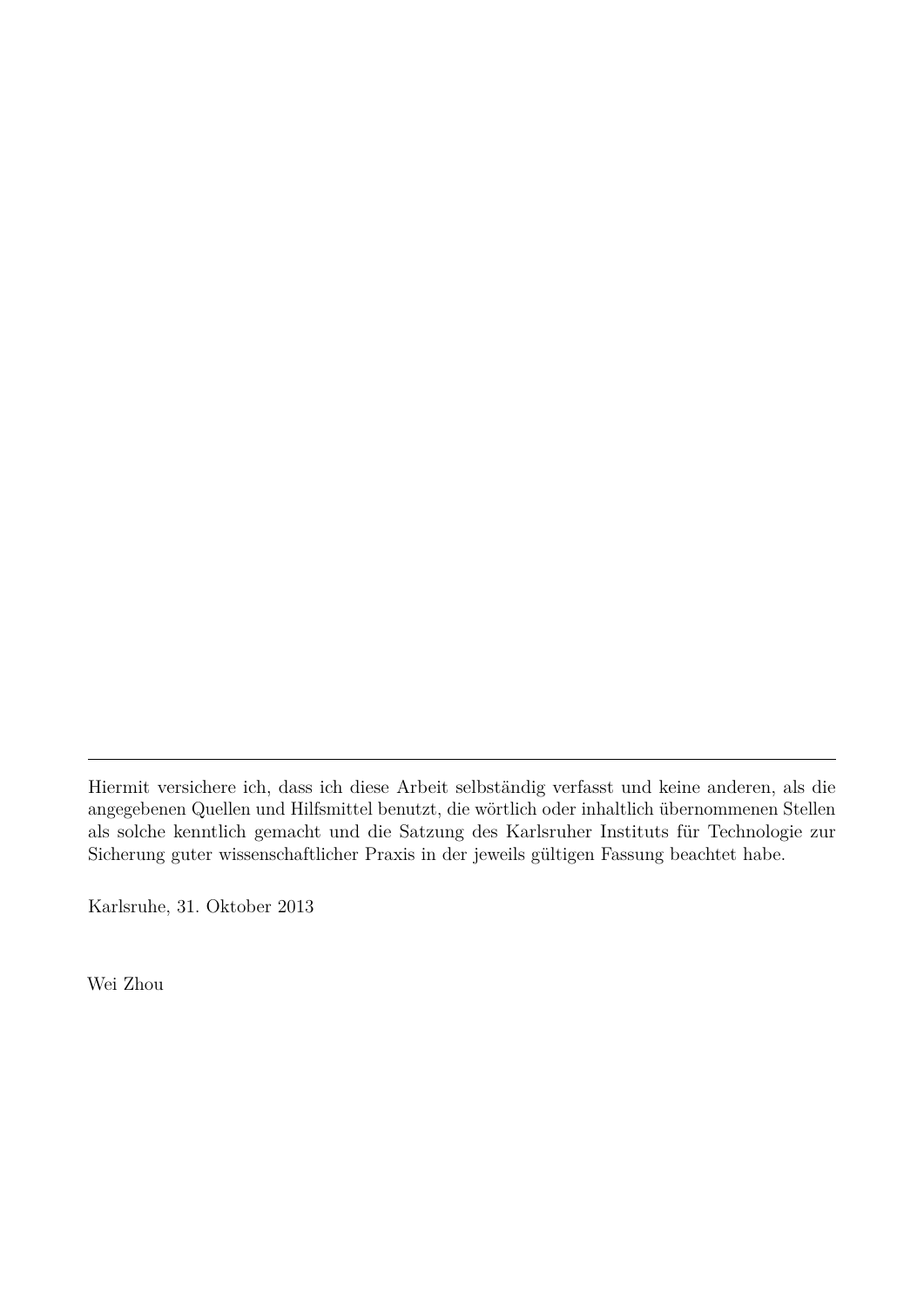---

Hiermit versichere ich, dass ich diese Arbeit selbständig verfasst und keine anderen, als die angegebenen Quellen und Hilfsmittel benutzt, die wörtlich oder inhaltlich übernommenen Stellen als solche kenntlich gemacht und die Satzung des Karlsruher Instituts für Technologie zur Sicherung guter wissenschaftlicher Praxis in der jeweils gültigen Fassung beachtet habe.

Karlsruhe, 31. Oktober 2013

Wei Zhou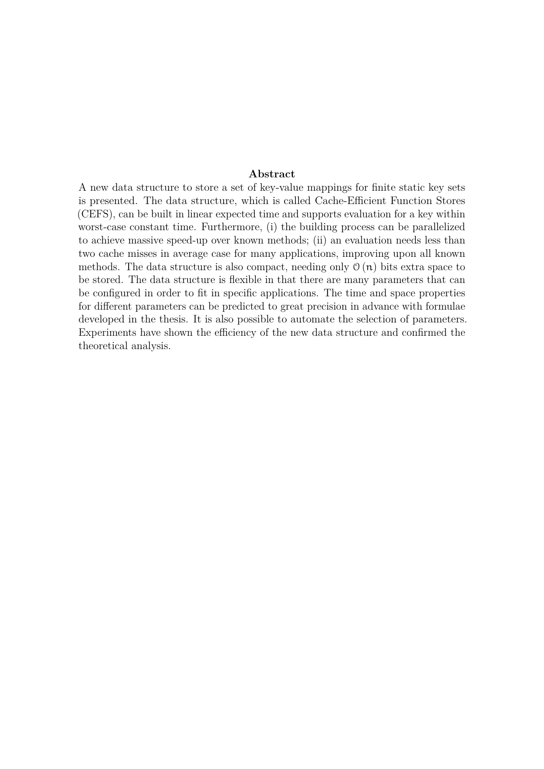## Abstract

A new data structure to store a set of key-value mappings for finite static key sets is presented. The data structure, which is called Cache-Efficient Function Stores (CEFS), can be built in linear expected time and supports evaluation for a key within worst-case constant time. Furthermore, (i) the building process can be parallelized to achieve massive speed-up over known methods; (ii) an evaluation needs less than two cache misses in average case for many applications, improving upon all known methods. The data structure is also compact, needing only $\mathcal{O}(n)$ bits extra space to be stored. The data structure is flexible in that there are many parameters that can be configured in order to fit in specific applications. The time and space properties for different parameters can be predicted to great precision in advance with formulae developed in the thesis. It is also possible to automate the selection of parameters. Experiments have shown the efficiency of the new data structure and confirmed the theoretical analysis.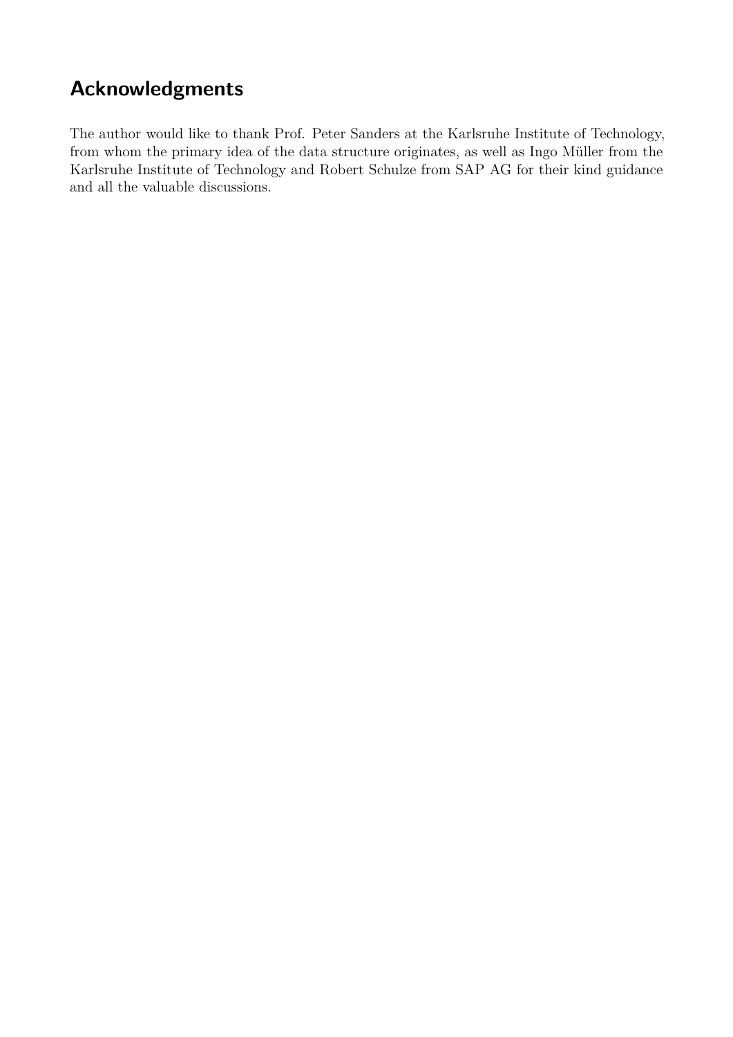# Acknowledgments

The author would like to thank Prof. Peter Sanders at the Karlsruhe Institute of Technology, from whom the primary idea of the data structure originates, as well as Ingo Müller from the Karlsruhe Institute of Technology and Robert Schulze from SAP AG for their kind guidance and all the valuable discussions.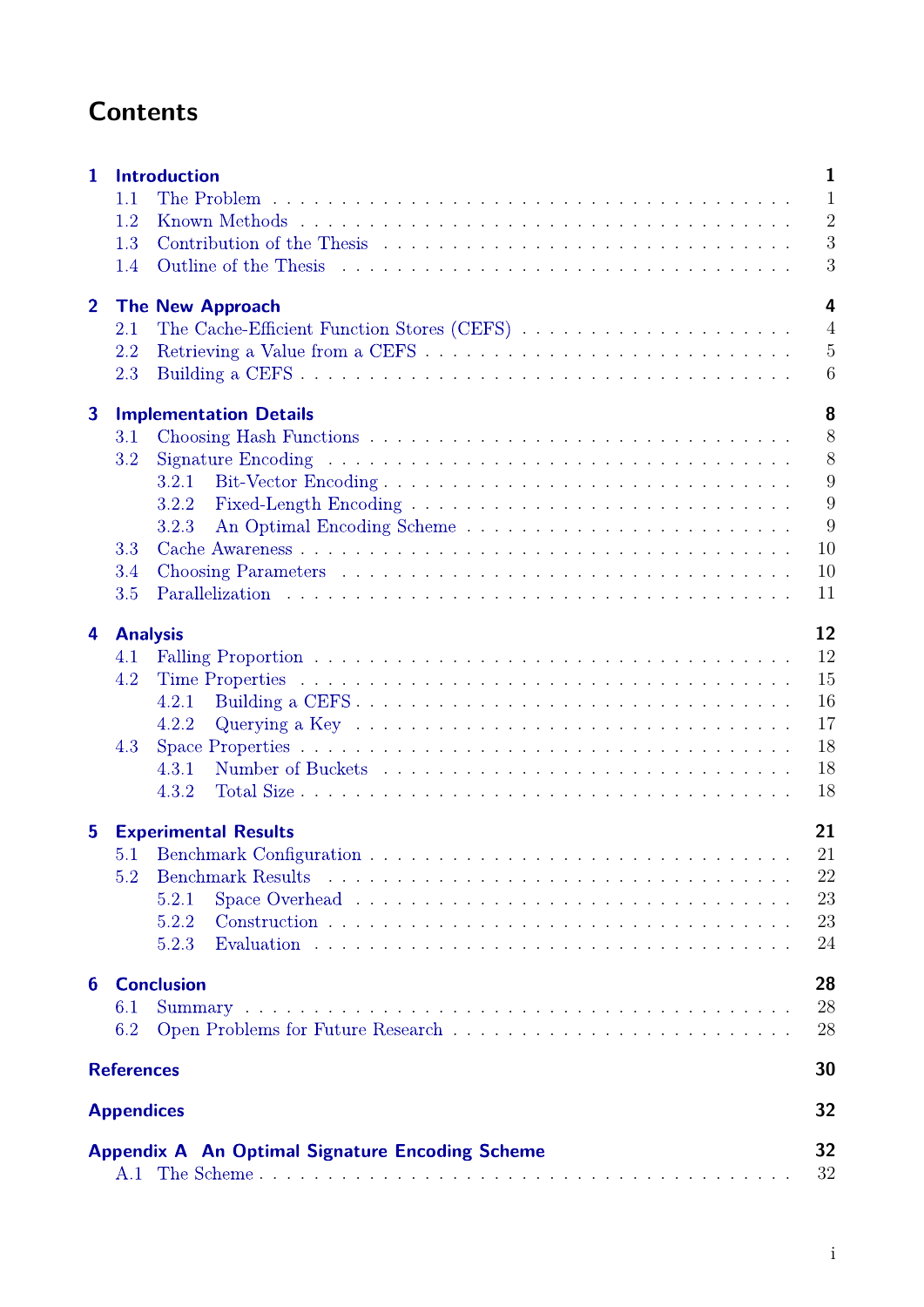# Contents

**1 Introduction** — 1
- 1.1 The Problem — 1
- 1.2 Known Methods — 2
- 1.3 Contribution of the Thesis — 3
- 1.4 Outline of the Thesis — 3

**2 The New Approach** — 4
- 2.1 The Cache-Efficient Function Stores (CEFS) — 4
- 2.2 Retrieving a Value from a CEFS — 5
- 2.3 Building a CEFS — 6

**3 Implementation Details** — 8
- 3.1 Choosing Hash Functions — 8
- 3.2 Signature Encoding — 8
  - 3.2.1 Bit-Vector Encoding — 9
  - 3.2.2 Fixed-Length Encoding — 9
  - 3.2.3 An Optimal Encoding Scheme — 9
- 3.3 Cache Awareness — 10
- 3.4 Choosing Parameters — 10
- 3.5 Parallelization — 11

**4 Analysis** — 12
- 4.1 Falling Proportion — 12
- 4.2 Time Properties — 15
  - 4.2.1 Building a CEFS — 16
  - 4.2.2 Querying a Key — 17
- 4.3 Space Properties — 18
  - 4.3.1 Number of Buckets — 18
  - 4.3.2 Total Size — 18

**5 Experimental Results** — 21
- 5.1 Benchmark Configuration — 21
- 5.2 Benchmark Results — 22
  - 5.2.1 Space Overhead — 23
  - 5.2.2 Construction — 23
  - 5.2.3 Evaluation — 24

**6 Conclusion** — 28
- 6.1 Summary — 28
- 6.2 Open Problems for Future Research — 28

**References** — 30

**Appendices** — 32

**Appendix A An Optimal Signature Encoding Scheme** — 32
- A.1 The Scheme — 32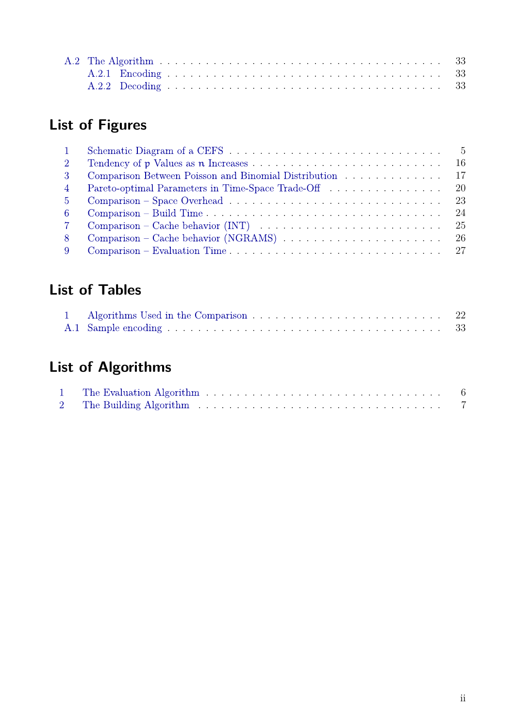A.2 The Algorithm . . . . . . . . . . . . . . . . . . . . . . . . . . . . . . . . . . . 33
  A.2.1 Encoding . . . . . . . . . . . . . . . . . . . . . . . . . . . . . . . . . . . 33
  A.2.2 Decoding . . . . . . . . . . . . . . . . . . . . . . . . . . . . . . . . . . . 33

## List of Figures

1 Schematic Diagram of a CEFS . . . . . . . . . . . . . . . . . . . . . . . . . . 5
2 Tendency of $p$ Values as $n$ Increases . . . . . . . . . . . . . . . . . . . . . . 16
3 Comparison Between Poisson and Binomial Distribution . . . . . . . . . . . . . 17
4 Pareto-optimal Parameters in Time-Space Trade-Off . . . . . . . . . . . . . . . 20
5 Comparison – Space Overhead . . . . . . . . . . . . . . . . . . . . . . . . . . 23
6 Comparison – Build Time . . . . . . . . . . . . . . . . . . . . . . . . . . . . 24
7 Comparison – Cache behavior (INT) . . . . . . . . . . . . . . . . . . . . . . . 25
8 Comparison – Cache behavior (NGRAMS) . . . . . . . . . . . . . . . . . . . . . 26
9 Comparison – Evaluation Time . . . . . . . . . . . . . . . . . . . . . . . . . . 27

## List of Tables

1 Algorithms Used in the Comparison . . . . . . . . . . . . . . . . . . . . . . . 22
A.1 Sample encoding . . . . . . . . . . . . . . . . . . . . . . . . . . . . . . . . . 33

## List of Algorithms

1 The Evaluation Algorithm . . . . . . . . . . . . . . . . . . . . . . . . . . . . 6
2 The Building Algorithm . . . . . . . . . . . . . . . . . . . . . . . . . . . . . 7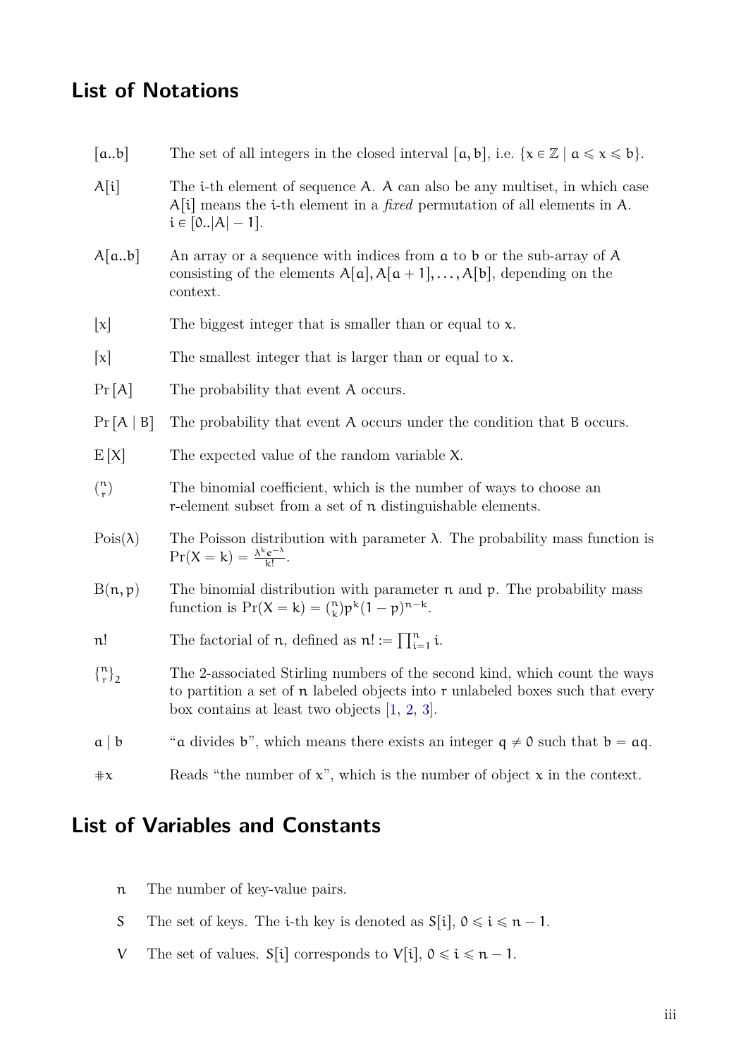## List of Notations

| | |
|---|---|
| $[a..b]$ | The set of all integers in the closed interval $[a, b]$, i.e. $\{x \in \mathbb{Z} \mid a \leqslant x \leqslant b\}$. |
| $A[i]$ | The $i$-th element of sequence $A$. $A$ can also be any multiset, in which case $A[i]$ means the $i$-th element in a *fixed* permutation of all elements in $A$. $i \in [0..\lvert A\rvert - 1]$. |
| $A[a..b]$ | An array or a sequence with indices from $a$ to $b$ or the sub-array of $A$ consisting of the elements $A[a], A[a+1], \ldots, A[b]$, depending on the context. |
| $\lfloor x \rfloor$ | The biggest integer that is smaller than or equal to $x$. |
| $\lceil x \rceil$ | The smallest integer that is larger than or equal to $x$. |
| $\Pr[A]$ | The probability that event $A$ occurs. |
| $\Pr[A \mid B]$ | The probability that event $A$ occurs under the condition that $B$ occurs. |
| $\mathrm{E}[X]$ | The expected value of the random variable $X$. |
| $\binom{n}{r}$ | The binomial coefficient, which is the number of ways to choose an $r$-element subset from a set of $n$ distinguishable elements. |
| $\mathrm{Pois}(\lambda)$ | The Poisson distribution with parameter $\lambda$. The probability mass function is $\Pr(X = k) = \frac{\lambda^k e^{-\lambda}}{k!}$. |
| $\mathrm{B}(n, p)$ | The binomial distribution with parameter $n$ and $p$. The probability mass function is $\Pr(X = k) = \binom{n}{k} p^k (1-p)^{n-k}$. |
| $n!$ | The factorial of $n$, defined as $n! := \prod_{i=1}^{n} i$. |
| $\left\{ {n \atop r} \right\}_2$ | The 2-associated Stirling numbers of the second kind, which count the ways to partition a set of $n$ labeled objects into $r$ unlabeled boxes such that every box contains at least two objects [1, 2, 3]. |
| $a \mid b$ | "$a$ divides $b$", which means there exists an integer $q \neq 0$ such that $b = aq$. |
| $\#x$ | Reads "the number of $x$", which is the number of object $x$ in the context. |

## List of Variables and Constants

| | |
|---|---|
| $n$ | The number of key-value pairs. |
| $S$ | The set of keys. The $i$-th key is denoted as $S[i]$, $0 \leqslant i \leqslant n - 1$. |
| $V$ | The set of values. $S[i]$ corresponds to $V[i]$, $0 \leqslant i \leqslant n - 1$. |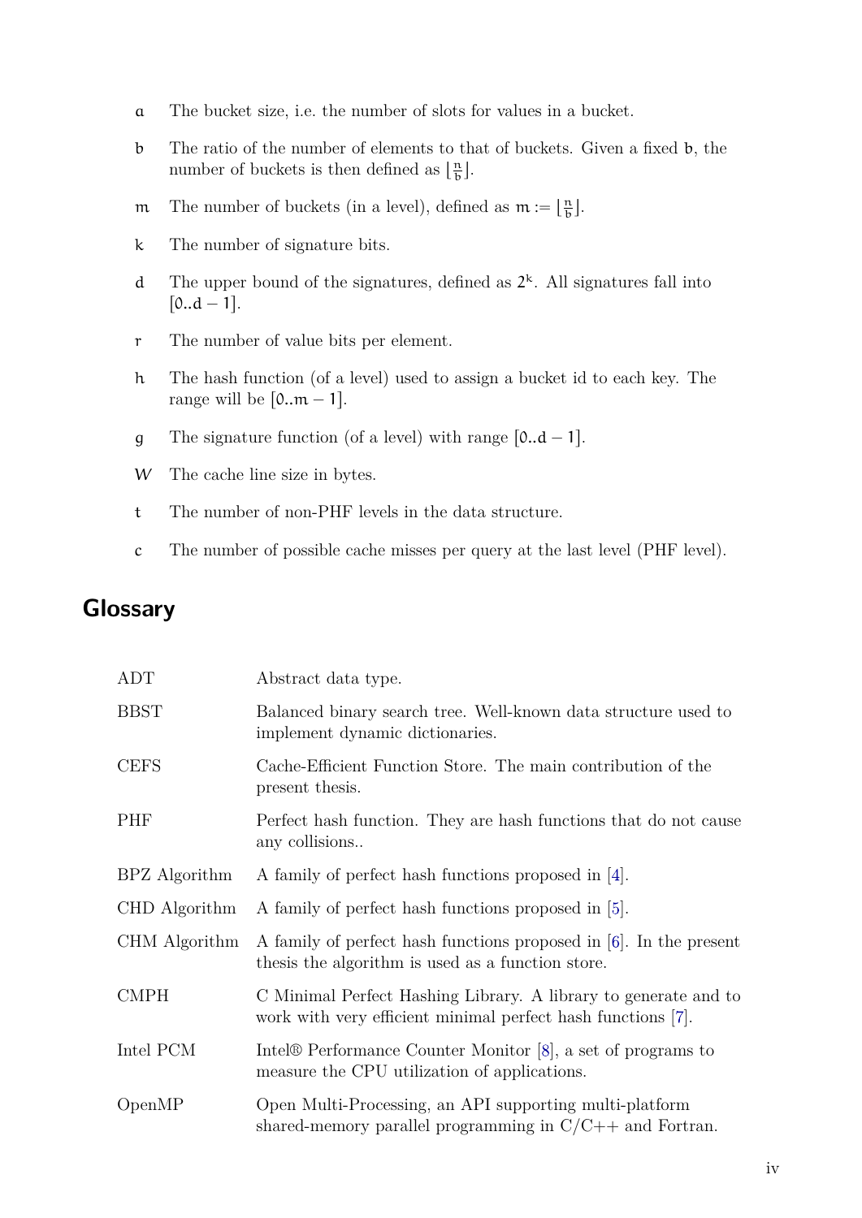$a$ The bucket size, i.e. the number of slots for values in a bucket.

$b$ The ratio of the number of elements to that of buckets. Given a fixed $b$, the number of buckets is then defined as $\lfloor \frac{n}{b} \rfloor$.

$m$ The number of buckets (in a level), defined as $m := \lfloor \frac{n}{b} \rfloor$.

$k$ The number of signature bits.

$d$ The upper bound of the signatures, defined as $2^k$. All signatures fall into $[0..d-1]$.

$r$ The number of value bits per element.

$h$ The hash function (of a level) used to assign a bucket id to each key. The range will be $[0..m-1]$.

$g$ The signature function (of a level) with range $[0..d-1]$.

$W$ The cache line size in bytes.

$t$ The number of non-PHF levels in the data structure.

$c$ The number of possible cache misses per query at the last level (PHF level).

## Glossary

| | |
|---|---|
| ADT | Abstract data type. |
| BBST | Balanced binary search tree. Well-known data structure used to implement dynamic dictionaries. |
| CEFS | Cache-Efficient Function Store. The main contribution of the present thesis. |
| PHF | Perfect hash function. They are hash functions that do not cause any collisions.. |
| BPZ Algorithm | A family of perfect hash functions proposed in [4]. |
| CHD Algorithm | A family of perfect hash functions proposed in [5]. |
| CHM Algorithm | A family of perfect hash functions proposed in [6]. In the present thesis the algorithm is used as a function store. |
| CMPH | C Minimal Perfect Hashing Library. A library to generate and to work with very efficient minimal perfect hash functions [7]. |
| Intel PCM | Intel® Performance Counter Monitor [8], a set of programs to measure the CPU utilization of applications. |
| OpenMP | Open Multi-Processing, an API supporting multi-platform shared-memory parallel programming in C/C++ and Fortran. |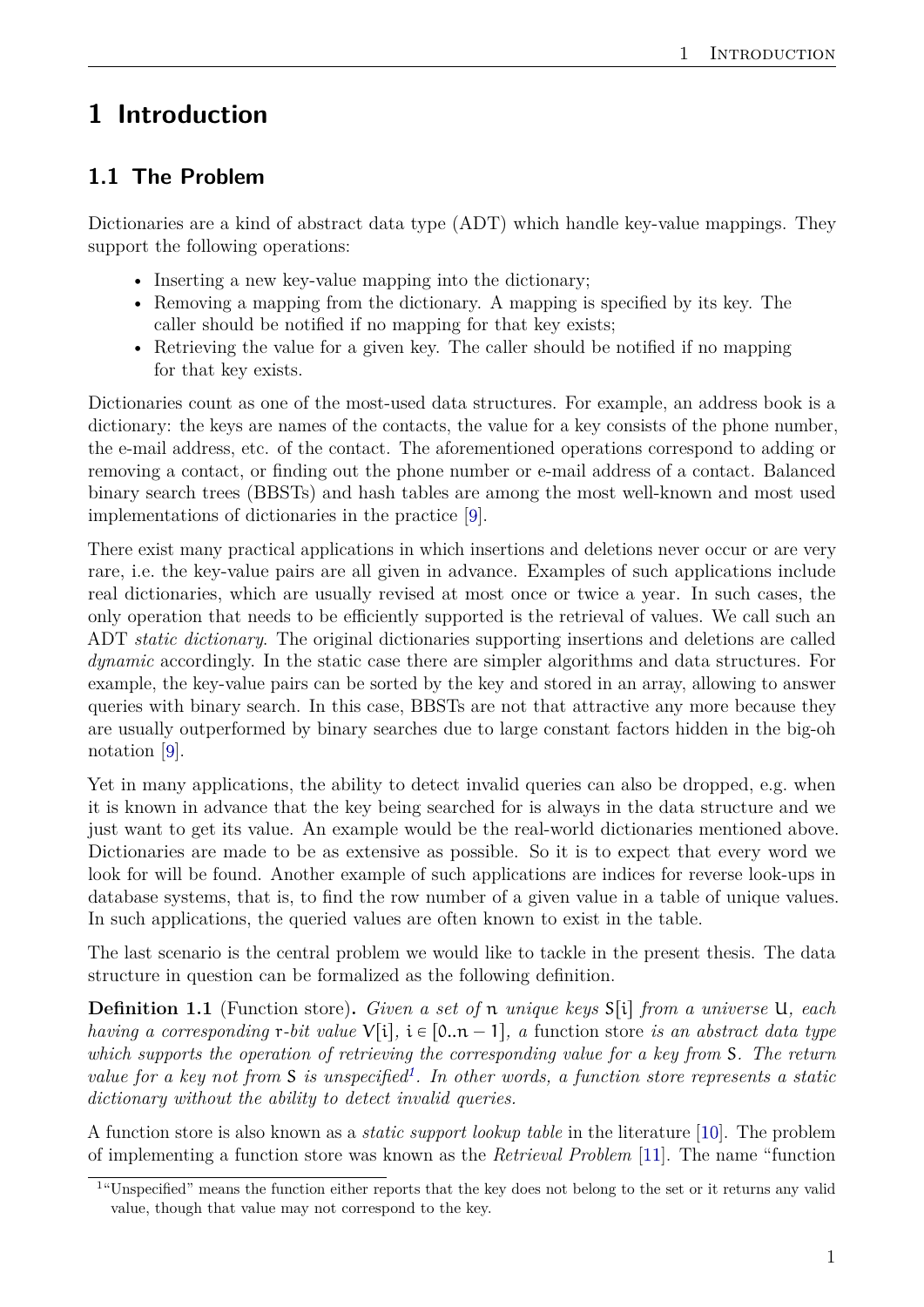# 1 Introduction

## 1.1 The Problem

Dictionaries are a kind of abstract data type (ADT) which handle key-value mappings. They support the following operations:

- Inserting a new key-value mapping into the dictionary;
- Removing a mapping from the dictionary. A mapping is specified by its key. The caller should be notified if no mapping for that key exists;
- Retrieving the value for a given key. The caller should be notified if no mapping for that key exists.

Dictionaries count as one of the most-used data structures. For example, an address book is a dictionary: the keys are names of the contacts, the value for a key consists of the phone number, the e-mail address, etc. of the contact. The aforementioned operations correspond to adding or removing a contact, or finding out the phone number or e-mail address of a contact. Balanced binary search trees (BBSTs) and hash tables are among the most well-known and most used implementations of dictionaries in the practice [9].

There exist many practical applications in which insertions and deletions never occur or are very rare, i.e. the key-value pairs are all given in advance. Examples of such applications include real dictionaries, which are usually revised at most once or twice a year. In such cases, the only operation that needs to be efficiently supported is the retrieval of values. We call such an ADT *static dictionary*. The original dictionaries supporting insertions and deletions are called *dynamic* accordingly. In the static case there are simpler algorithms and data structures. For example, the key-value pairs can be sorted by the key and stored in an array, allowing to answer queries with binary search. In this case, BBSTs are not that attractive any more because they are usually outperformed by binary searches due to large constant factors hidden in the big-oh notation [9].

Yet in many applications, the ability to detect invalid queries can also be dropped, e.g. when it is known in advance that the key being searched for is always in the data structure and we just want to get its value. An example would be the real-world dictionaries mentioned above. Dictionaries are made to be as extensive as possible. So it is to expect that every word we look for will be found. Another example of such applications are indices for reverse look-ups in database systems, that is, to find the row number of a given value in a table of unique values. In such applications, the queried values are often known to exist in the table.

The last scenario is the central problem we would like to tackle in the present thesis. The data structure in question can be formalized as the following definition.

**Definition 1.1** (Function store)**.** *Given a set of $n$ unique keys $S[i]$ from a universe $U$, each having a corresponding $r$-bit value $V[i]$, $i \in [0..n-1]$, a* function store *is an abstract data type which supports the operation of retrieving the corresponding value for a key from $S$. The return value for a key not from $S$ is unspecified[1]. In other words, a function store represents a static dictionary without the ability to detect invalid queries.*

A function store is also known as a *static support lookup table* in the literature [10]. The problem of implementing a function store was known as the *Retrieval Problem* [11]. The name "function

[1] "Unspecified" means the function either reports that the key does not belong to the set or it returns any valid value, though that value may not correspond to the key.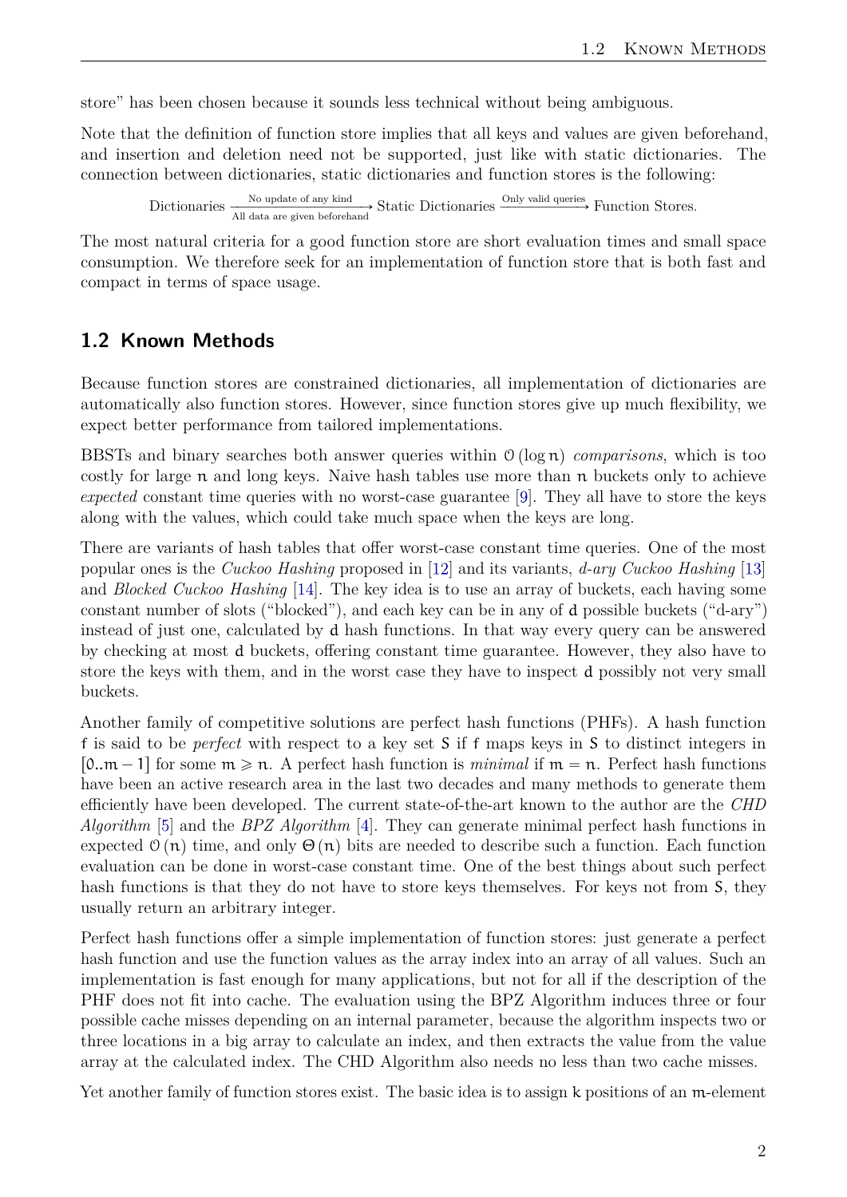store" has been chosen because it sounds less technical without being ambiguous.

Note that the definition of function store implies that all keys and values are given beforehand, and insertion and deletion need not be supported, just like with static dictionaries. The connection between dictionaries, static dictionaries and function stores is the following:

$$\text{Dictionaries} \xrightarrow[\text{All data are given beforehand}]{\text{No update of any kind}} \text{Static Dictionaries} \xrightarrow{\text{Only valid queries}} \text{Function Stores.}$$

The most natural criteria for a good function store are short evaluation times and small space consumption. We therefore seek for an implementation of function store that is both fast and compact in terms of space usage.

## 1.2 Known Methods

Because function stores are constrained dictionaries, all implementation of dictionaries are automatically also function stores. However, since function stores give up much flexibility, we expect better performance from tailored implementations.

BBSTs and binary searches both answer queries within $\mathcal{O}(\log n)$ *comparisons*, which is too costly for large $n$ and long keys. Naive hash tables use more than $n$ buckets only to achieve *expected* constant time queries with no worst-case guarantee [9]. They all have to store the keys along with the values, which could take much space when the keys are long.

There are variants of hash tables that offer worst-case constant time queries. One of the most popular ones is the *Cuckoo Hashing* proposed in [12] and its variants, *d-ary Cuckoo Hashing* [13] and *Blocked Cuckoo Hashing* [14]. The key idea is to use an array of buckets, each having some constant number of slots ("blocked"), and each key can be in any of $d$ possible buckets ("d-ary") instead of just one, calculated by $d$ hash functions. In that way every query can be answered by checking at most $d$ buckets, offering constant time guarantee. However, they also have to store the keys with them, and in the worst case they have to inspect $d$ possibly not very small buckets.

Another family of competitive solutions are perfect hash functions (PHFs). A hash function $f$ is said to be *perfect* with respect to a key set $S$ if $f$ maps keys in $S$ to distinct integers in $[0..m-1]$ for some $m \geqslant n$. A perfect hash function is *minimal* if $m = n$. Perfect hash functions have been an active research area in the last two decades and many methods to generate them efficiently have been developed. The current state-of-the-art known to the author are the *CHD Algorithm* [5] and the *BPZ Algorithm* [4]. They can generate minimal perfect hash functions in expected $\mathcal{O}(n)$ time, and only $\Theta(n)$ bits are needed to describe such a function. Each function evaluation can be done in worst-case constant time. One of the best things about such perfect hash functions is that they do not have to store keys themselves. For keys not from $S$, they usually return an arbitrary integer.

Perfect hash functions offer a simple implementation of function stores: just generate a perfect hash function and use the function values as the array index into an array of all values. Such an implementation is fast enough for many applications, but not for all if the description of the PHF does not fit into cache. The evaluation using the BPZ Algorithm induces three or four possible cache misses depending on an internal parameter, because the algorithm inspects two or three locations in a big array to calculate an index, and then extracts the value from the value array at the calculated index. The CHD Algorithm also needs no less than two cache misses.

Yet another family of function stores exist. The basic idea is to assign $k$ positions of an $m$-element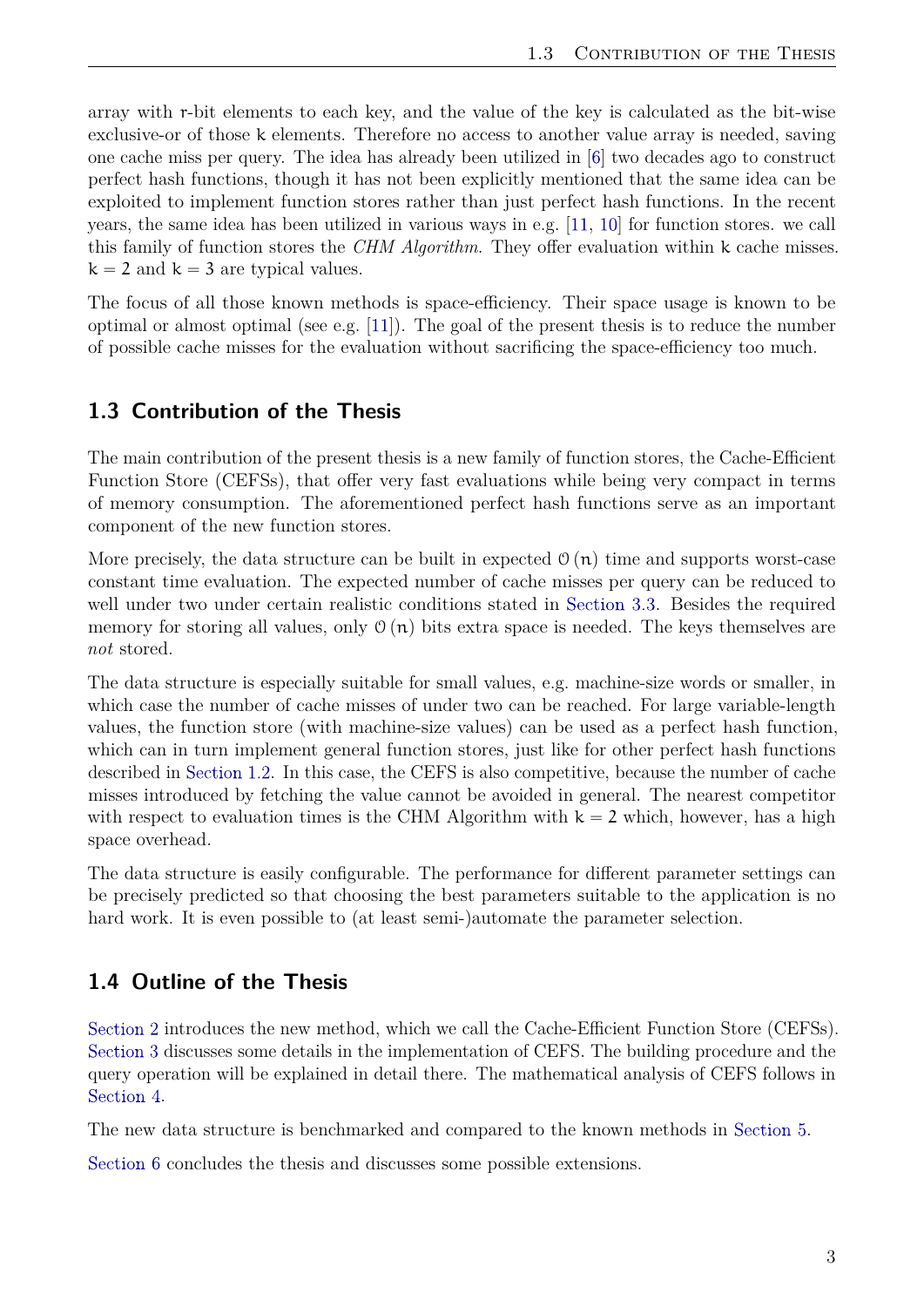array with $r$-bit elements to each key, and the value of the key is calculated as the bit-wise exclusive-or of those $k$ elements. Therefore no access to another value array is needed, saving one cache miss per query. The idea has already been utilized in [6] two decades ago to construct perfect hash functions, though it has not been explicitly mentioned that the same idea can be exploited to implement function stores rather than just perfect hash functions. In the recent years, the same idea has been utilized in various ways in e.g. [11, 10] for function stores. we call this family of function stores the *CHM Algorithm*. They offer evaluation within $k$ cache misses. $k = 2$ and $k = 3$ are typical values.

The focus of all those known methods is space-efficiency. Their space usage is known to be optimal or almost optimal (see e.g. [11]). The goal of the present thesis is to reduce the number of possible cache misses for the evaluation without sacrificing the space-efficiency too much.

## 1.3 Contribution of the Thesis

The main contribution of the present thesis is a new family of function stores, the Cache-Efficient Function Store (CEFSs), that offer very fast evaluations while being very compact in terms of memory consumption. The aforementioned perfect hash functions serve as an important component of the new function stores.

More precisely, the data structure can be built in expected $\mathcal{O}(n)$ time and supports worst-case constant time evaluation. The expected number of cache misses per query can be reduced to well under two under certain realistic conditions stated in Section 3.3. Besides the required memory for storing all values, only $\mathcal{O}(n)$ bits extra space is needed. The keys themselves are *not* stored.

The data structure is especially suitable for small values, e.g. machine-size words or smaller, in which case the number of cache misses of under two can be reached. For large variable-length values, the function store (with machine-size values) can be used as a perfect hash function, which can in turn implement general function stores, just like for other perfect hash functions described in Section 1.2. In this case, the CEFS is also competitive, because the number of cache misses introduced by fetching the value cannot be avoided in general. The nearest competitor with respect to evaluation times is the CHM Algorithm with $k = 2$ which, however, has a high space overhead.

The data structure is easily configurable. The performance for different parameter settings can be precisely predicted so that choosing the best parameters suitable to the application is no hard work. It is even possible to (at least semi-)automate the parameter selection.

## 1.4 Outline of the Thesis

Section 2 introduces the new method, which we call the Cache-Efficient Function Store (CEFSs). Section 3 discusses some details in the implementation of CEFS. The building procedure and the query operation will be explained in detail there. The mathematical analysis of CEFS follows in Section 4.

The new data structure is benchmarked and compared to the known methods in Section 5.

Section 6 concludes the thesis and discusses some possible extensions.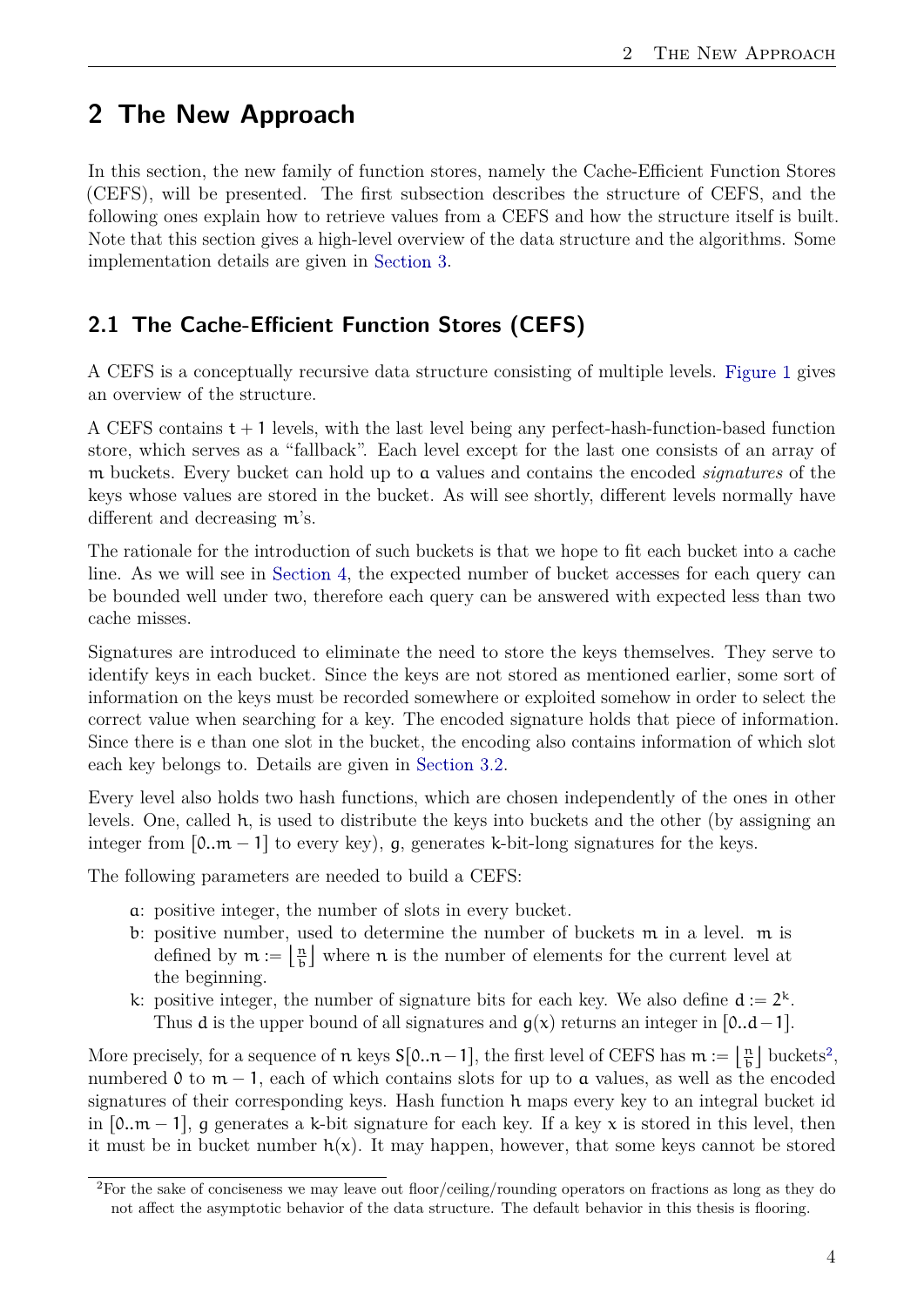# 2 The New Approach

In this section, the new family of function stores, namely the Cache-Efficient Function Stores (CEFS), will be presented. The first subsection describes the structure of CEFS, and the following ones explain how to retrieve values from a CEFS and how the structure itself is built. Note that this section gives a high-level overview of the data structure and the algorithms. Some implementation details are given in Section 3.

## 2.1 The Cache-Efficient Function Stores (CEFS)

A CEFS is a conceptually recursive data structure consisting of multiple levels. Figure 1 gives an overview of the structure.

A CEFS contains $t+1$ levels, with the last level being any perfect-hash-function-based function store, which serves as a "fallback". Each level except for the last one consists of an array of $m$ buckets. Every bucket can hold up to $a$ values and contains the encoded *signatures* of the keys whose values are stored in the bucket. As will see shortly, different levels normally have different and decreasing $m$'s.

The rationale for the introduction of such buckets is that we hope to fit each bucket into a cache line. As we will see in Section 4, the expected number of bucket accesses for each query can be bounded well under two, therefore each query can be answered with expected less than two cache misses.

Signatures are introduced to eliminate the need to store the keys themselves. They serve to identify keys in each bucket. Since the keys are not stored as mentioned earlier, some sort of information on the keys must be recorded somewhere or exploited somehow in order to select the correct value when searching for a key. The encoded signature holds that piece of information. Since there is e than one slot in the bucket, the encoding also contains information of which slot each key belongs to. Details are given in Section 3.2.

Every level also holds two hash functions, which are chosen independently of the ones in other levels. One, called $h$, is used to distribute the keys into buckets and the other (by assigning an integer from $[0..m-1]$ to every key), $g$, generates $k$-bit-long signatures for the keys.

The following parameters are needed to build a CEFS:

- $a$: positive integer, the number of slots in every bucket.
- $b$: positive number, used to determine the number of buckets $m$ in a level. $m$ is defined by $m := \left\lfloor \frac{n}{b} \right\rfloor$ where $n$ is the number of elements for the current level at the beginning.
- $k$: positive integer, the number of signature bits for each key. We also define $d := 2^k$. Thus $d$ is the upper bound of all signatures and $g(x)$ returns an integer in $[0..d-1]$.

More precisely, for a sequence of $n$ keys $S[0..n-1]$, the first level of CEFS has $m := \left\lfloor \frac{n}{b} \right\rfloor$ buckets[2], numbered $0$ to $m-1$, each of which contains slots for up to $a$ values, as well as the encoded signatures of their corresponding keys. Hash function $h$ maps every key to an integral bucket id in $[0..m-1]$, $g$ generates a $k$-bit signature for each key. If a key $x$ is stored in this level, then it must be in bucket number $h(x)$. It may happen, however, that some keys cannot be stored

[2] For the sake of conciseness we may leave out floor/ceiling/rounding operators on fractions as long as they do not affect the asymptotic behavior of the data structure. The default behavior in this thesis is flooring.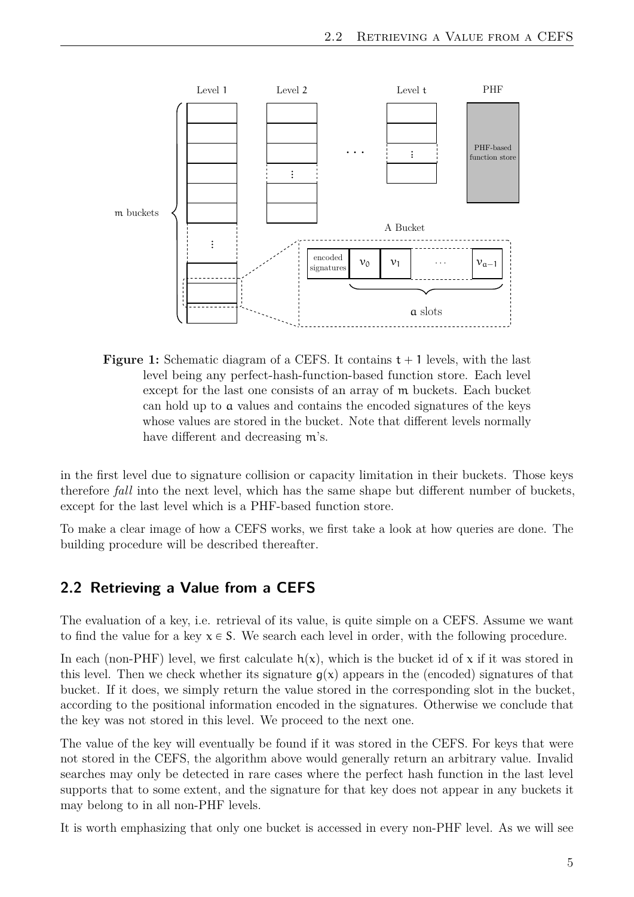**Figure 1:** Schematic diagram of a CEFS. It contains $t+1$ levels, with the last level being any perfect-hash-function-based function store. Each level except for the last one consists of an array of $m$ buckets. Each bucket can hold up to $a$ values and contains the encoded signatures of the keys whose values are stored in the bucket. Note that different levels normally have different and decreasing $m$'s.

in the first level due to signature collision or capacity limitation in their buckets. Those keys therefore *fall* into the next level, which has the same shape but different number of buckets, except for the last level which is a PHF-based function store.

To make a clear image of how a CEFS works, we first take a look at how queries are done. The building procedure will be described thereafter.

## 2.2 Retrieving a Value from a CEFS

The evaluation of a key, i.e. retrieval of its value, is quite simple on a CEFS. Assume we want to find the value for a key $x \in S$. We search each level in order, with the following procedure.

In each (non-PHF) level, we first calculate $h(x)$, which is the bucket id of $x$ if it was stored in this level. Then we check whether its signature $g(x)$ appears in the (encoded) signatures of that bucket. If it does, we simply return the value stored in the corresponding slot in the bucket, according to the positional information encoded in the signatures. Otherwise we conclude that the key was not stored in this level. We proceed to the next one.

The value of the key will eventually be found if it was stored in the CEFS. For keys that were not stored in the CEFS, the algorithm above would generally return an arbitrary value. Invalid searches may only be detected in rare cases where the perfect hash function in the last level supports that to some extent, and the signature for that key does not appear in any buckets it may belong to in all non-PHF levels.

It is worth emphasizing that only one bucket is accessed in every non-PHF level. As we will see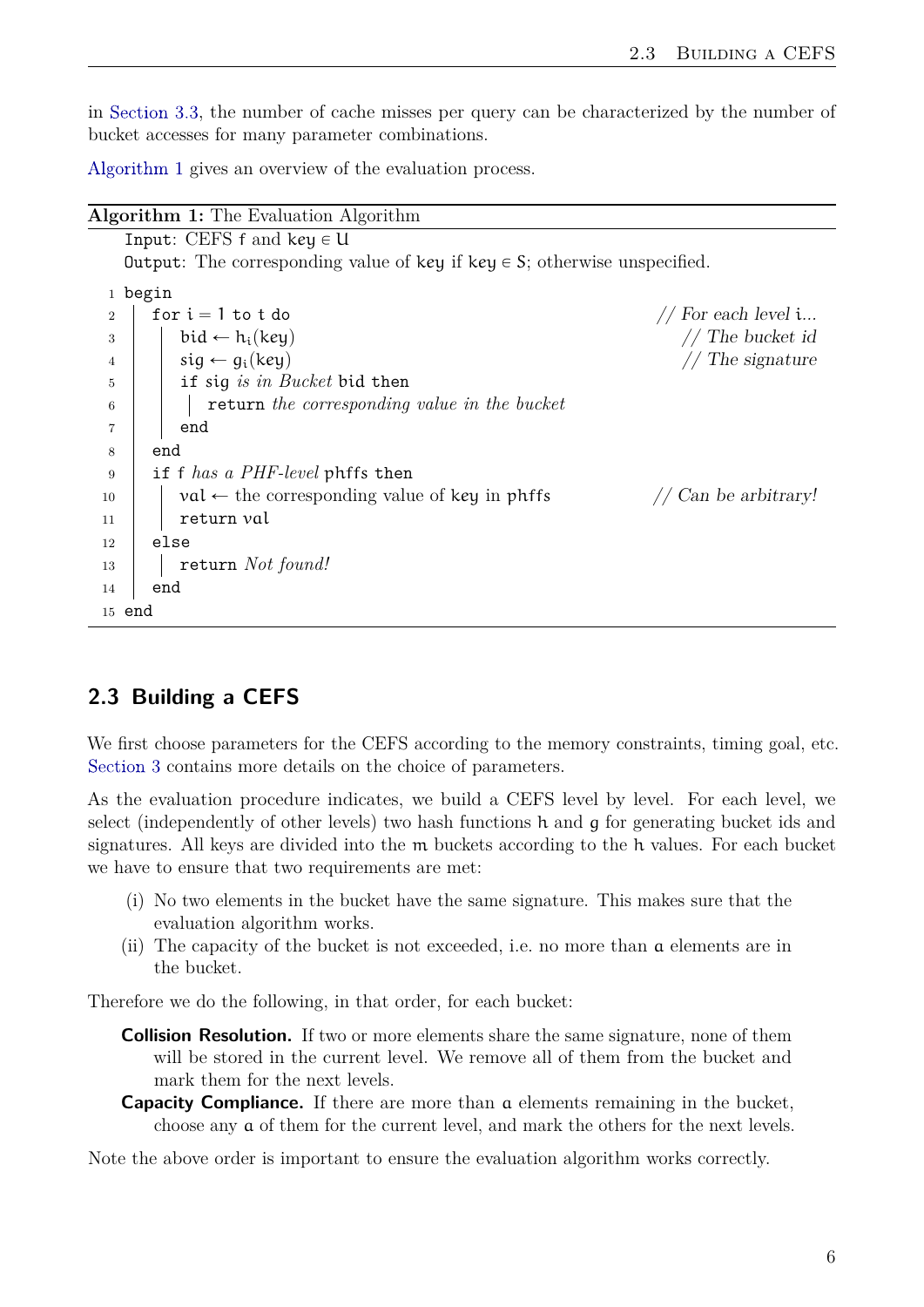in Section 3.3, the number of cache misses per query can be characterized by the number of bucket accesses for many parameter combinations.

Algorithm 1 gives an overview of the evaluation process.

**Algorithm 1:** The Evaluation Algorithm

```
   Input: CEFS f and key ∈ U
   Output: The corresponding value of key if key ∈ S; otherwise unspecified.
 1 begin
 2   for i = 1 to t do                                              // For each level i...
 3     bid ← h_i(key)                                               // The bucket id
 4     sig ← g_i(key)                                               // The signature
 5     if sig is in Bucket bid then
 6       return the corresponding value in the bucket
 7     end
 8   end
 9   if f has a PHF-level phffs then
10     val ← the corresponding value of key in phffs                // Can be arbitrary!
11     return val
12   else
13     return Not found!
14   end
15 end
```

## 2.3 Building a CEFS

We first choose parameters for the CEFS according to the memory constraints, timing goal, etc. Section 3 contains more details on the choice of parameters.

As the evaluation procedure indicates, we build a CEFS level by level. For each level, we select (independently of other levels) two hash functions $h$ and $g$ for generating bucket ids and signatures. All keys are divided into the $m$ buckets according to the $h$ values. For each bucket we have to ensure that two requirements are met:

(i) No two elements in the bucket have the same signature. This makes sure that the evaluation algorithm works.

(ii) The capacity of the bucket is not exceeded, i.e. no more than $a$ elements are in the bucket.

Therefore we do the following, in that order, for each bucket:

**Collision Resolution.** If two or more elements share the same signature, none of them will be stored in the current level. We remove all of them from the bucket and mark them for the next levels.

**Capacity Compliance.** If there are more than $a$ elements remaining in the bucket, choose any $a$ of them for the current level, and mark the others for the next levels.

Note the above order is important to ensure the evaluation algorithm works correctly.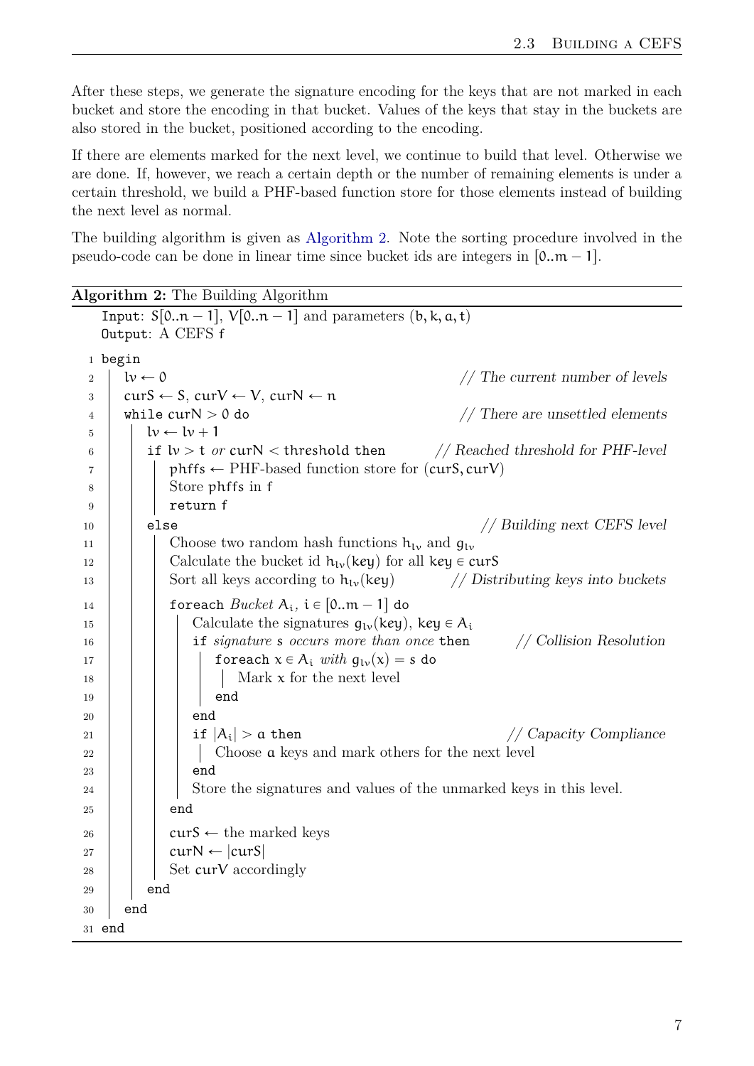After these steps, we generate the signature encoding for the keys that are not marked in each bucket and store the encoding in that bucket. Values of the keys that stay in the buckets are also stored in the bucket, positioned according to the encoding.

If there are elements marked for the next level, we continue to build that level. Otherwise we are done. If, however, we reach a certain depth or the number of remaining elements is under a certain threshold, we build a PHF-based function store for those elements instead of building the next level as normal.

The building algorithm is given as Algorithm 2. Note the sorting procedure involved in the pseudo-code can be done in linear time since bucket ids are integers in $[0..m-1]$.

**Algorithm 2:** The Building Algorithm

```
   Input: S[0..n−1], V[0..n−1] and parameters (b, k, a, t)
   Output: A CEFS f
 1 begin
 2   lv ← 0                                          // The current number of levels
 3   curS ← S, curV ← V, curN ← n
 4   while curN > 0 do                               // There are unsettled elements
 5     lv ← lv + 1
 6     if lv > t or curN < threshold then            // Reached threshold for PHF-level
 7       phffs ← PHF-based function store for (curS, curV)
 8       Store phffs in f
 9       return f
10     else                                          // Building next CEFS level
11       Choose two random hash functions h_lv and g_lv
12       Calculate the bucket id h_lv(key) for all key ∈ curS
13       Sort all keys according to h_lv(key)        // Distributing keys into buckets
14       foreach Bucket A_i, i ∈ [0..m−1] do
15         Calculate the signatures g_lv(key), key ∈ A_i
16         if signature s occurs more than once then // Collision Resolution
17           foreach x ∈ A_i with g_lv(x) = s do
18             Mark x for the next level
19           end
20         end
21         if |A_i| > a then                         // Capacity Compliance
22           Choose a keys and mark others for the next level
23         end
24         Store the signatures and values of the unmarked keys in this level.
25       end
26       curS ← the marked keys
27       curN ← |curS|
28       Set curV accordingly
29     end
30   end
31 end
```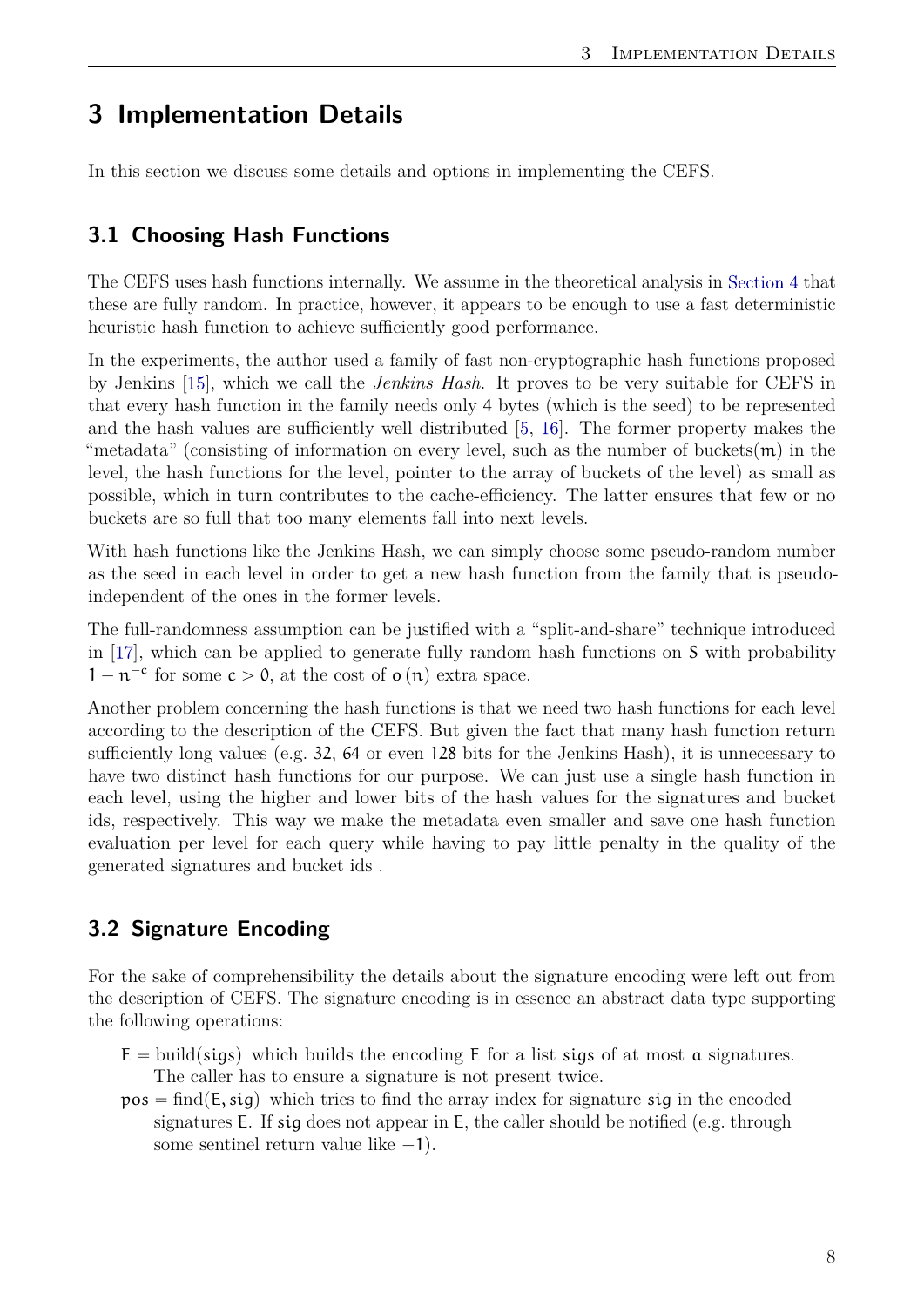# 3 Implementation Details

In this section we discuss some details and options in implementing the CEFS.

## 3.1 Choosing Hash Functions

The CEFS uses hash functions internally. We assume in the theoretical analysis in Section 4 that these are fully random. In practice, however, it appears to be enough to use a fast deterministic heuristic hash function to achieve sufficiently good performance.

In the experiments, the author used a family of fast non-cryptographic hash functions proposed by Jenkins [15], which we call the *Jenkins Hash*. It proves to be very suitable for CEFS in that every hash function in the family needs only 4 bytes (which is the seed) to be represented and the hash values are sufficiently well distributed [5, 16]. The former property makes the "metadata" (consisting of information on every level, such as the number of buckets($m$) in the level, the hash functions for the level, pointer to the array of buckets of the level) as small as possible, which in turn contributes to the cache-efficiency. The latter ensures that few or no buckets are so full that too many elements fall into next levels.

With hash functions like the Jenkins Hash, we can simply choose some pseudo-random number as the seed in each level in order to get a new hash function from the family that is pseudo-independent of the ones in the former levels.

The full-randomness assumption can be justified with a "split-and-share" technique introduced in [17], which can be applied to generate fully random hash functions on $S$ with probability $1 - n^{-c}$ for some $c > 0$, at the cost of $o(n)$ extra space.

Another problem concerning the hash functions is that we need two hash functions for each level according to the description of the CEFS. But given the fact that many hash function return sufficiently long values (e.g. 32, 64 or even 128 bits for the Jenkins Hash), it is unnecessary to have two distinct hash functions for our purpose. We can just use a single hash function in each level, using the higher and lower bits of the hash values for the signatures and bucket ids, respectively. This way we make the metadata even smaller and save one hash function evaluation per level for each query while having to pay little penalty in the quality of the generated signatures and bucket ids .

## 3.2 Signature Encoding

For the sake of comprehensibility the details about the signature encoding were left out from the description of CEFS. The signature encoding is in essence an abstract data type supporting the following operations:

$E = \text{build}(sigs)$ which builds the encoding $E$ for a list $sigs$ of at most $a$ signatures. The caller has to ensure a signature is not present twice.

$pos = \text{find}(E, sig)$ which tries to find the array index for signature $sig$ in the encoded signatures $E$. If $sig$ does not appear in $E$, the caller should be notified (e.g. through some sentinel return value like $-1$).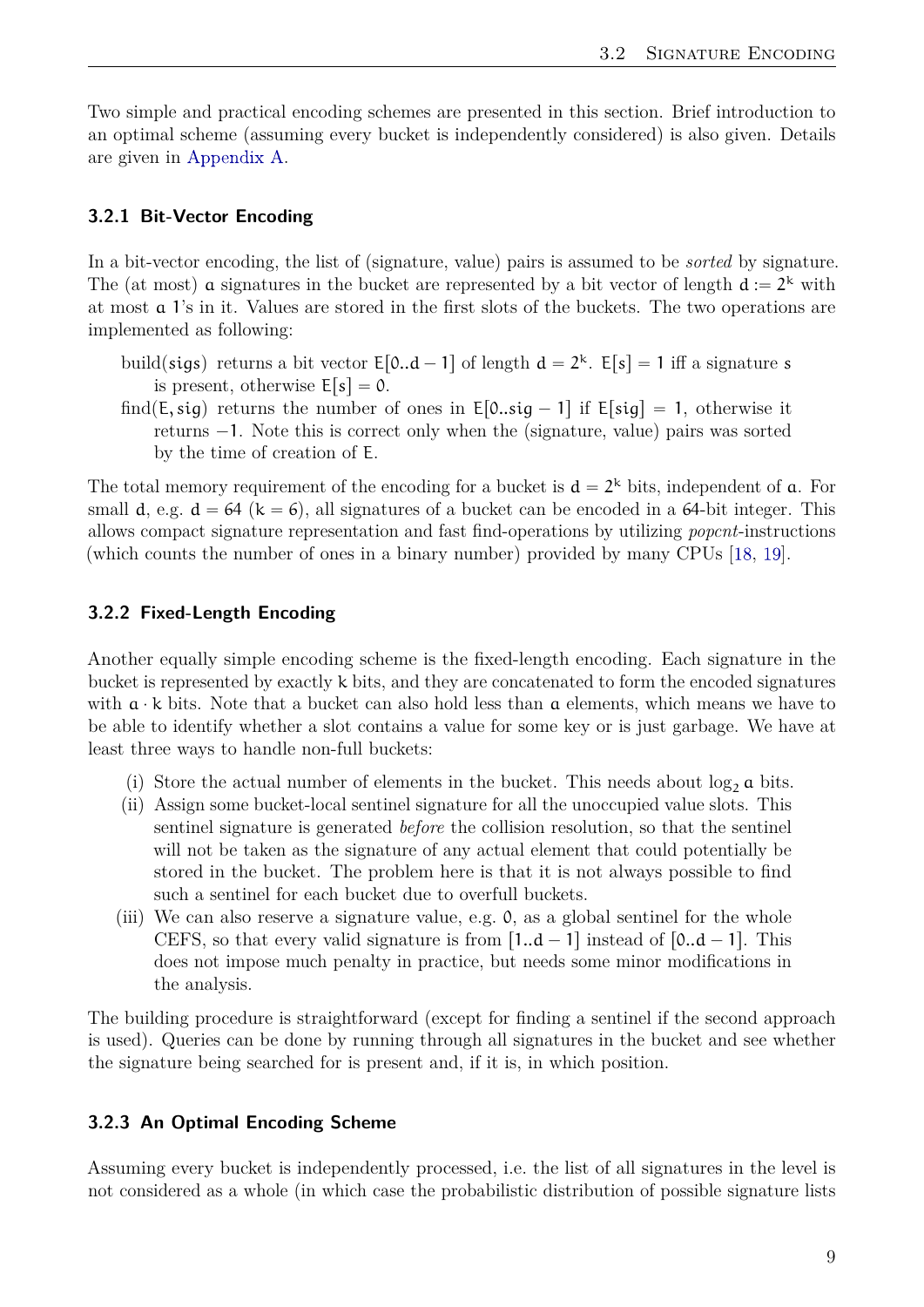Two simple and practical encoding schemes are presented in this section. Brief introduction to an optimal scheme (assuming every bucket is independently considered) is also given. Details are given in Appendix A.

### 3.2.1 Bit-Vector Encoding

In a bit-vector encoding, the list of (signature, value) pairs is assumed to be *sorted* by signature. The (at most) $a$ signatures in the bucket are represented by a bit vector of length $d := 2^k$ with at most $a$ 1's in it. Values are stored in the first slots of the buckets. The two operations are implemented as following:

build($sigs$) returns a bit vector $E[0..d-1]$ of length $d = 2^k$. $E[s] = 1$ iff a signature $s$ is present, otherwise $E[s] = 0$.

find($E, sig$) returns the number of ones in $E[0..sig-1]$ if $E[sig] = 1$, otherwise it returns $-1$. Note this is correct only when the (signature, value) pairs was sorted by the time of creation of $E$.

The total memory requirement of the encoding for a bucket is $d = 2^k$ bits, independent of $a$. For small $d$, e.g. $d = 64$ ($k = 6$), all signatures of a bucket can be encoded in a 64-bit integer. This allows compact signature representation and fast find-operations by utilizing *popcnt*-instructions (which counts the number of ones in a binary number) provided by many CPUs [18, 19].

### 3.2.2 Fixed-Length Encoding

Another equally simple encoding scheme is the fixed-length encoding. Each signature in the bucket is represented by exactly $k$ bits, and they are concatenated to form the encoded signatures with $a \cdot k$ bits. Note that a bucket can also hold less than $a$ elements, which means we have to be able to identify whether a slot contains a value for some key or is just garbage. We have at least three ways to handle non-full buckets:

(i) Store the actual number of elements in the bucket. This needs about $\log_2 a$ bits.

(ii) Assign some bucket-local sentinel signature for all the unoccupied value slots. This sentinel signature is generated *before* the collision resolution, so that the sentinel will not be taken as the signature of any actual element that could potentially be stored in the bucket. The problem here is that it is not always possible to find such a sentinel for each bucket due to overfull buckets.

(iii) We can also reserve a signature value, e.g. 0, as a global sentinel for the whole CEFS, so that every valid signature is from $[1..d-1]$ instead of $[0..d-1]$. This does not impose much penalty in practice, but needs some minor modifications in the analysis.

The building procedure is straightforward (except for finding a sentinel if the second approach is used). Queries can be done by running through all signatures in the bucket and see whether the signature being searched for is present and, if it is, in which position.

### 3.2.3 An Optimal Encoding Scheme

Assuming every bucket is independently processed, i.e. the list of all signatures in the level is not considered as a whole (in which case the probabilistic distribution of possible signature lists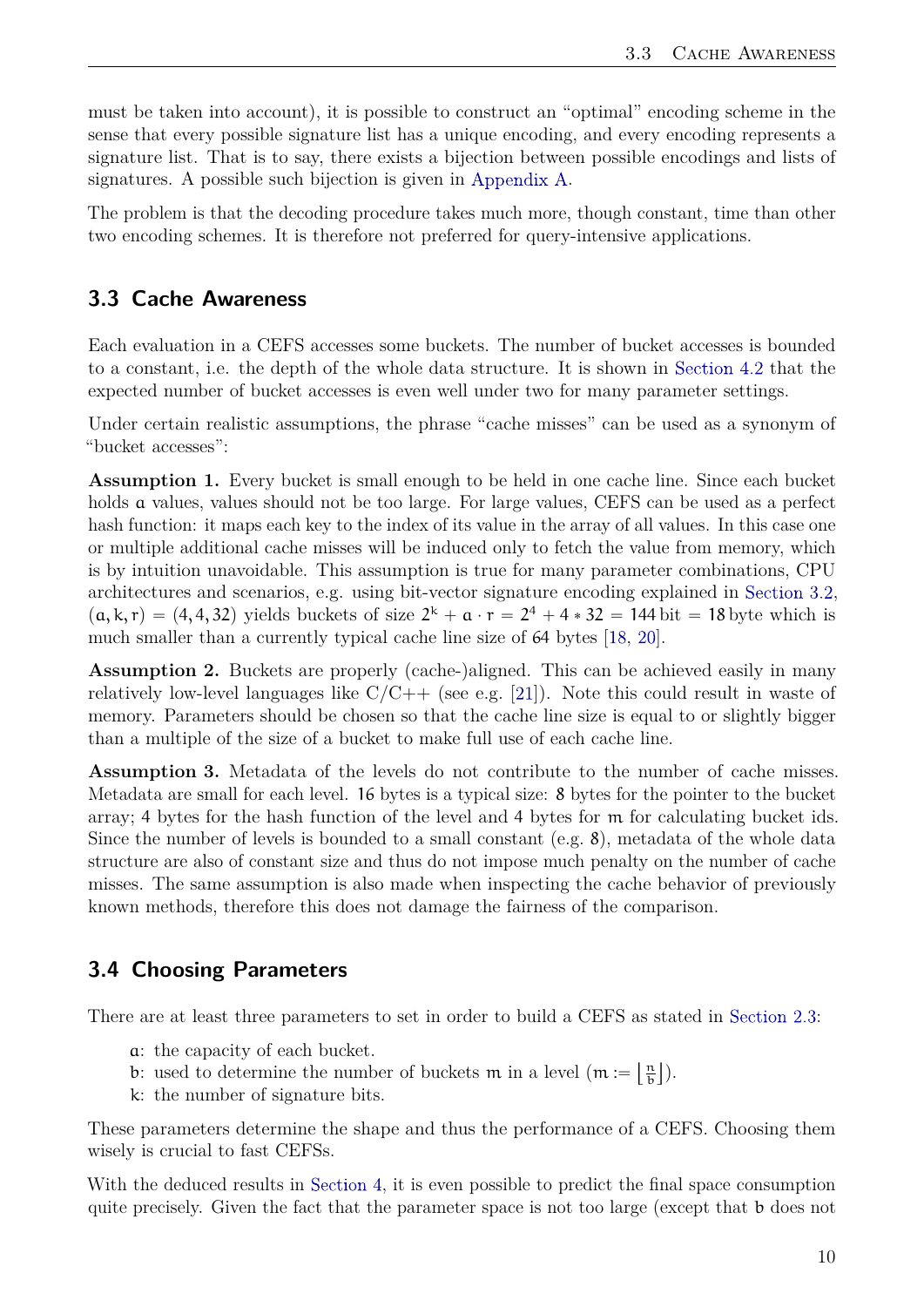must be taken into account), it is possible to construct an "optimal" encoding scheme in the sense that every possible signature list has a unique encoding, and every encoding represents a signature list. That is to say, there exists a bijection between possible encodings and lists of signatures. A possible such bijection is given in Appendix A.

The problem is that the decoding procedure takes much more, though constant, time than other two encoding schemes. It is therefore not preferred for query-intensive applications.

## 3.3 Cache Awareness

Each evaluation in a CEFS accesses some buckets. The number of bucket accesses is bounded to a constant, i.e. the depth of the whole data structure. It is shown in Section 4.2 that the expected number of bucket accesses is even well under two for many parameter settings.

Under certain realistic assumptions, the phrase "cache misses" can be used as a synonym of "bucket accesses":

**Assumption 1.** Every bucket is small enough to be held in one cache line. Since each bucket holds $a$ values, values should not be too large. For large values, CEFS can be used as a perfect hash function: it maps each key to the index of its value in the array of all values. In this case one or multiple additional cache misses will be induced only to fetch the value from memory, which is by intuition unavoidable. This assumption is true for many parameter combinations, CPU architectures and scenarios, e.g. using bit-vector signature encoding explained in Section 3.2, $(a, k, r) = (4, 4, 32)$ yields buckets of size $2^k + a \cdot r = 2^4 + 4 * 32 = 144\,\text{bit} = 18\,\text{byte}$ which is much smaller than a currently typical cache line size of $64$ bytes [18, 20].

**Assumption 2.** Buckets are properly (cache-)aligned. This can be achieved easily in many relatively low-level languages like C/C++ (see e.g. [21]). Note this could result in waste of memory. Parameters should be chosen so that the cache line size is equal to or slightly bigger than a multiple of the size of a bucket to make full use of each cache line.

**Assumption 3.** Metadata of the levels do not contribute to the number of cache misses. Metadata are small for each level. $16$ bytes is a typical size: $8$ bytes for the pointer to the bucket array; 4 bytes for the hash function of the level and 4 bytes for $m$ for calculating bucket ids. Since the number of levels is bounded to a small constant (e.g. $8$), metadata of the whole data structure are also of constant size and thus do not impose much penalty on the number of cache misses. The same assumption is also made when inspecting the cache behavior of previously known methods, therefore this does not damage the fairness of the comparison.

## 3.4 Choosing Parameters

There are at least three parameters to set in order to build a CEFS as stated in Section 2.3:

- $a$: the capacity of each bucket.
- $b$: used to determine the number of buckets $m$ in a level ($m := \left\lfloor \frac{n}{b} \right\rfloor$).
- $k$: the number of signature bits.

These parameters determine the shape and thus the performance of a CEFS. Choosing them wisely is crucial to fast CEFSs.

With the deduced results in Section 4, it is even possible to predict the final space consumption quite precisely. Given the fact that the parameter space is not too large (except that $b$ does not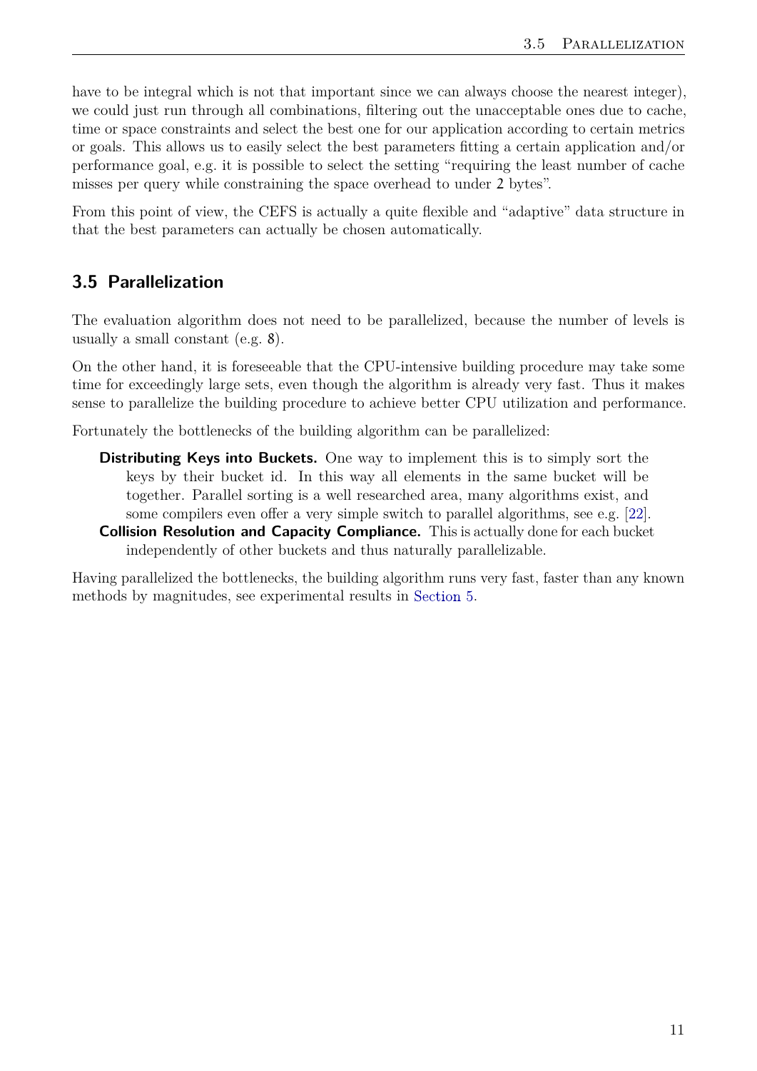have to be integral which is not that important since we can always choose the nearest integer), we could just run through all combinations, filtering out the unacceptable ones due to cache, time or space constraints and select the best one for our application according to certain metrics or goals. This allows us to easily select the best parameters fitting a certain application and/or performance goal, e.g. it is possible to select the setting "requiring the least number of cache misses per query while constraining the space overhead to under 2 bytes".

From this point of view, the CEFS is actually a quite flexible and "adaptive" data structure in that the best parameters can actually be chosen automatically.

## 3.5 Parallelization

The evaluation algorithm does not need to be parallelized, because the number of levels is usually a small constant (e.g. 8).

On the other hand, it is foreseeable that the CPU-intensive building procedure may take some time for exceedingly large sets, even though the algorithm is already very fast. Thus it makes sense to parallelize the building procedure to achieve better CPU utilization and performance.

Fortunately the bottlenecks of the building algorithm can be parallelized:

**Distributing Keys into Buckets.** One way to implement this is to simply sort the keys by their bucket id. In this way all elements in the same bucket will be together. Parallel sorting is a well researched area, many algorithms exist, and some compilers even offer a very simple switch to parallel algorithms, see e.g. [22].

**Collision Resolution and Capacity Compliance.** This is actually done for each bucket independently of other buckets and thus naturally parallelizable.

Having parallelized the bottlenecks, the building algorithm runs very fast, faster than any known methods by magnitudes, see experimental results in Section 5.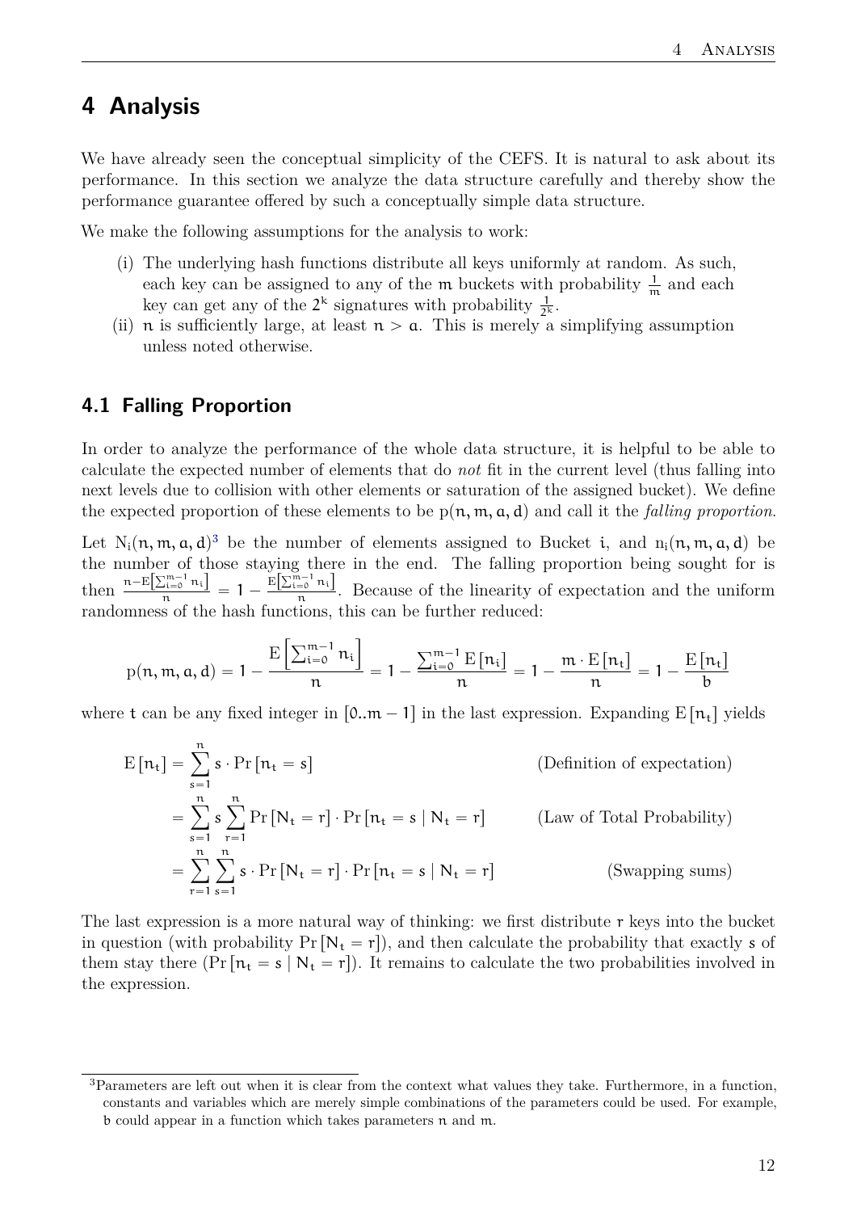# 4 Analysis

We have already seen the conceptual simplicity of the CEFS. It is natural to ask about its performance. In this section we analyze the data structure carefully and thereby show the performance guarantee offered by such a conceptually simple data structure.

We make the following assumptions for the analysis to work:

(i) The underlying hash functions distribute all keys uniformly at random. As such, each key can be assigned to any of the $m$ buckets with probability $\frac{1}{m}$ and each key can get any of the $2^k$ signatures with probability $\frac{1}{2^k}$.

(ii) $n$ is sufficiently large, at least $n > a$. This is merely a simplifying assumption unless noted otherwise.

## 4.1 Falling Proportion

In order to analyze the performance of the whole data structure, it is helpful to be able to calculate the expected number of elements that do *not* fit in the current level (thus falling into next levels due to collision with other elements or saturation of the assigned bucket). We define the expected proportion of these elements to be $p(n, m, a, d)$ and call it the *falling proportion.*

Let $N_i(n, m, a, d)$[3] be the number of elements assigned to Bucket $i$, and $n_i(n, m, a, d)$ be the number of those staying there in the end. The falling proportion being sought for is then $\frac{n - E\left[\sum_{i=0}^{m-1} n_i\right]}{n} = 1 - \frac{E\left[\sum_{i=0}^{m-1} n_i\right]}{n}$. Because of the linearity of expectation and the uniform randomness of the hash functions, this can be further reduced:

$$p(n, m, a, d) = 1 - \frac{E\left[\sum_{i=0}^{m-1} n_i\right]}{n} = 1 - \frac{\sum_{i=0}^{m-1} E\left[n_i\right]}{n} = 1 - \frac{m \cdot E\left[n_t\right]}{n} = 1 - \frac{E\left[n_t\right]}{b}$$

where $t$ can be any fixed integer in $[0..m-1]$ in the last expression. Expanding $E\left[n_t\right]$ yields

$$\begin{aligned}
E\left[n_t\right] &= \sum_{s=1}^{n} s \cdot \Pr\left[n_t = s\right] && \text{(Definition of expectation)} \\
&= \sum_{s=1}^{n} s \sum_{r=1}^{n} \Pr\left[N_t = r\right] \cdot \Pr\left[n_t = s \mid N_t = r\right] && \text{(Law of Total Probability)} \\
&= \sum_{r=1}^{n} \sum_{s=1}^{n} s \cdot \Pr\left[N_t = r\right] \cdot \Pr\left[n_t = s \mid N_t = r\right] && \text{(Swapping sums)}
\end{aligned}$$

The last expression is a more natural way of thinking: we first distribute $r$ keys into the bucket in question (with probability $\Pr\left[N_t = r\right]$), and then calculate the probability that exactly $s$ of them stay there ($\Pr\left[n_t = s \mid N_t = r\right]$). It remains to calculate the two probabilities involved in the expression.

[3] Parameters are left out when it is clear from the context what values they take. Furthermore, in a function, constants and variables which are merely simple combinations of the parameters could be used. For example, $b$ could appear in a function which takes parameters $n$ and $m$.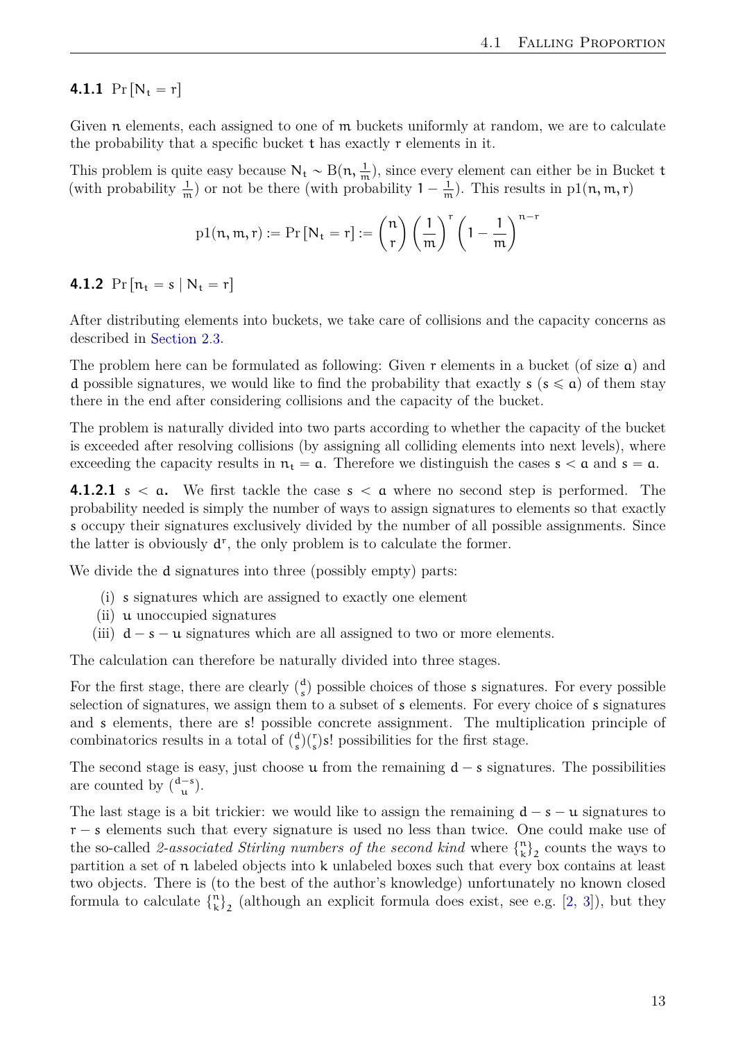### 4.1.1 $\Pr[N_t = r]$

Given $n$ elements, each assigned to one of $m$ buckets uniformly at random, we are to calculate the probability that a specific bucket $t$ has exactly $r$ elements in it.

This problem is quite easy because $N_t \sim B(n, \frac{1}{m})$, since every element can either be in Bucket $t$ (with probability $\frac{1}{m}$) or not be there (with probability $1 - \frac{1}{m}$). This results in $p1(n, m, r)$

$$p1(n, m, r) := \Pr[N_t = r] := \binom{n}{r} \left(\frac{1}{m}\right)^r \left(1 - \frac{1}{m}\right)^{n-r}$$

### 4.1.2 $\Pr[n_t = s \mid N_t = r]$

After distributing elements into buckets, we take care of collisions and the capacity concerns as described in Section 2.3.

The problem here can be formulated as following: Given $r$ elements in a bucket (of size $a$) and $d$ possible signatures, we would like to find the probability that exactly $s$ ($s \leqslant a$) of them stay there in the end after considering collisions and the capacity of the bucket.

The problem is naturally divided into two parts according to whether the capacity of the bucket is exceeded after resolving collisions (by assigning all colliding elements into next levels), where exceeding the capacity results in $n_t = a$. Therefore we distinguish the cases $s < a$ and $s = a$.

**4.1.2.1 $s < a$.** We first tackle the case $s < a$ where no second step is performed. The probability needed is simply the number of ways to assign signatures to elements so that exactly $s$ occupy their signatures exclusively divided by the number of all possible assignments. Since the latter is obviously $d^r$, the only problem is to calculate the former.

We divide the $d$ signatures into three (possibly empty) parts:

(i) $s$ signatures which are assigned to exactly one element
(ii) $u$ unoccupied signatures
(iii) $d - s - u$ signatures which are all assigned to two or more elements.

The calculation can therefore be naturally divided into three stages.

For the first stage, there are clearly $\binom{d}{s}$ possible choices of those $s$ signatures. For every possible selection of signatures, we assign them to a subset of $s$ elements. For every choice of $s$ signatures and $s$ elements, there are $s!$ possible concrete assignment. The multiplication principle of combinatorics results in a total of $\binom{d}{s}\binom{r}{s}s!$ possibilities for the first stage.

The second stage is easy, just choose $u$ from the remaining $d - s$ signatures. The possibilities are counted by $\binom{d-s}{u}$.

The last stage is a bit trickier: we would like to assign the remaining $d - s - u$ signatures to $r - s$ elements such that every signature is used no less than twice. One could make use of the so-called *2-associated Stirling numbers of the second kind* where ${n \brace k}_2$ counts the ways to partition a set of $n$ labeled objects into $k$ unlabeled boxes such that every box contains at least two objects. There is (to the best of the author's knowledge) unfortunately no known closed formula to calculate ${n \brace k}_2$ (although an explicit formula does exist, see e.g. [2, 3]), but they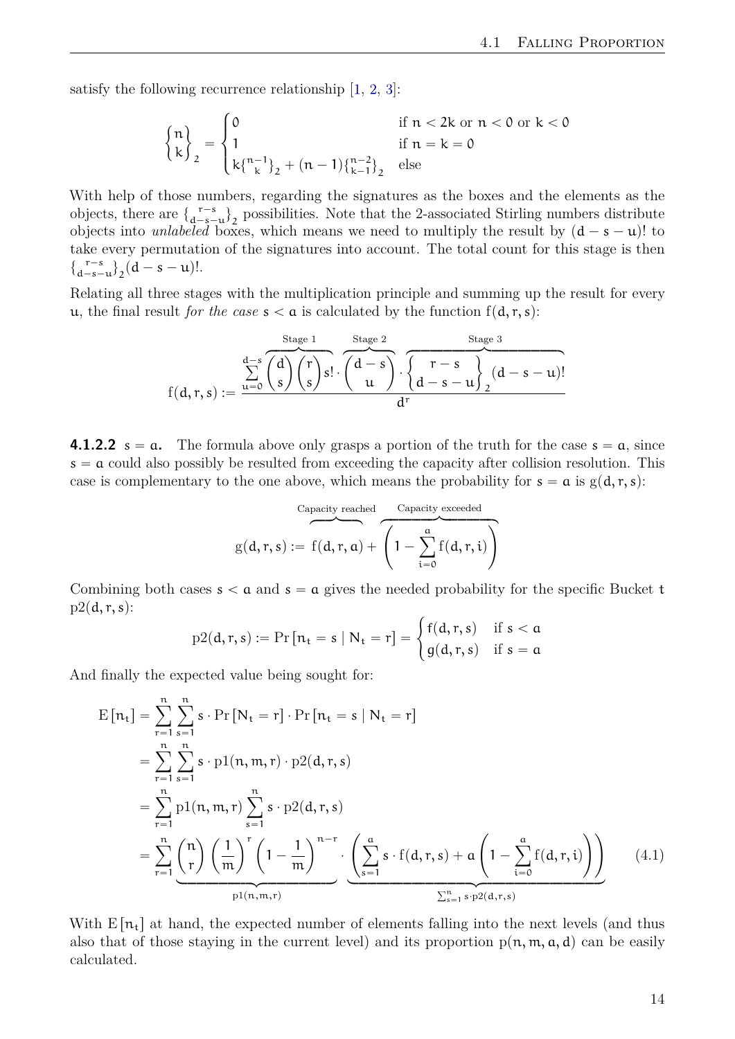satisfy the following recurrence relationship [1, 2, 3]:

$$\left\{ {n \atop k} \right\}_2 = \begin{cases} 0 & \text{if } n < 2k \text{ or } n < 0 \text{ or } k < 0 \\ 1 & \text{if } n = k = 0 \\ k\left\{ {n-1 \atop k} \right\}_2 + (n-1)\left\{ {n-2 \atop k-1} \right\}_2 & \text{else} \end{cases}$$

With help of those numbers, regarding the signatures as the boxes and the elements as the objects, there are $\left\{ {r-s \atop d-s-u} \right\}_2$ possibilities. Note that the 2-associated Stirling numbers distribute objects into *unlabeled* boxes, which means we need to multiply the result by $(d-s-u)!$ to take every permutation of the signatures into account. The total count for this stage is then $\left\{ {r-s \atop d-s-u} \right\}_2 (d-s-u)!$.

Relating all three stages with the multiplication principle and summing up the result for every $u$, the final result *for the case* $s < a$ is calculated by the function $f(d, r, s)$:

$$f(d, r, s) := \frac{\sum_{u=0}^{d-s} \overbrace{\binom{d}{s}\binom{r}{s}s!}^{\text{Stage 1}} \cdot \overbrace{\binom{d-s}{u}}^{\text{Stage 2}} \cdot \overbrace{\left\{ {r-s \atop d-s-u} \right\}_2 (d-s-u)!}^{\text{Stage 3}}}{d^r}$$

**4.1.2.2** $s = a$. The formula above only grasps a portion of the truth for the case $s = a$, since $s = a$ could also possibly be resulted from exceeding the capacity after collision resolution. This case is complementary to the one above, which means the probability for $s = a$ is $g(d, r, s)$:

$$g(d, r, s) := \overbrace{f(d, r, a)}^{\text{Capacity reached}} + \overbrace{\left(1 - \sum_{i=0}^{a} f(d, r, i)\right)}^{\text{Capacity exceeded}}$$

Combining both cases $s < a$ and $s = a$ gives the needed probability for the specific Bucket $t$ $\text{p2}(d, r, s)$:

$$\text{p2}(d, r, s) := \Pr\left[n_t = s \mid N_t = r\right] = \begin{cases} f(d, r, s) & \text{if } s < a \\ g(d, r, s) & \text{if } s = a \end{cases}$$

And finally the expected value being sought for:

$$\begin{aligned} \mathrm{E}\left[n_t\right] &= \sum_{r=1}^{n} \sum_{s=1}^{n} s \cdot \Pr\left[N_t = r\right] \cdot \Pr\left[n_t = s \mid N_t = r\right] \\ &= \sum_{r=1}^{n} \sum_{s=1}^{n} s \cdot \text{p1}(n, m, r) \cdot \text{p2}(d, r, s) \\ &= \sum_{r=1}^{n} \text{p1}(n, m, r) \sum_{s=1}^{n} s \cdot \text{p2}(d, r, s) \\ &= \sum_{r=1}^{n} \underbrace{\binom{n}{r}\left(\frac{1}{m}\right)^r \left(1 - \frac{1}{m}\right)^{n-r}}_{\text{p1}(n,m,r)} \cdot \underbrace{\left(\sum_{s=1}^{a} s \cdot f(d, r, s) + a\left(1 - \sum_{i=0}^{a} f(d, r, i)\right)\right)}_{\sum_{s=1}^{n} s \cdot \text{p2}(d,r,s)} \end{aligned} \tag{4.1}$$

With $\mathrm{E}\left[n_t\right]$ at hand, the expected number of elements falling into the next levels (and thus also that of those staying in the current level) and its proportion $p(n, m, a, d)$ can be easily calculated.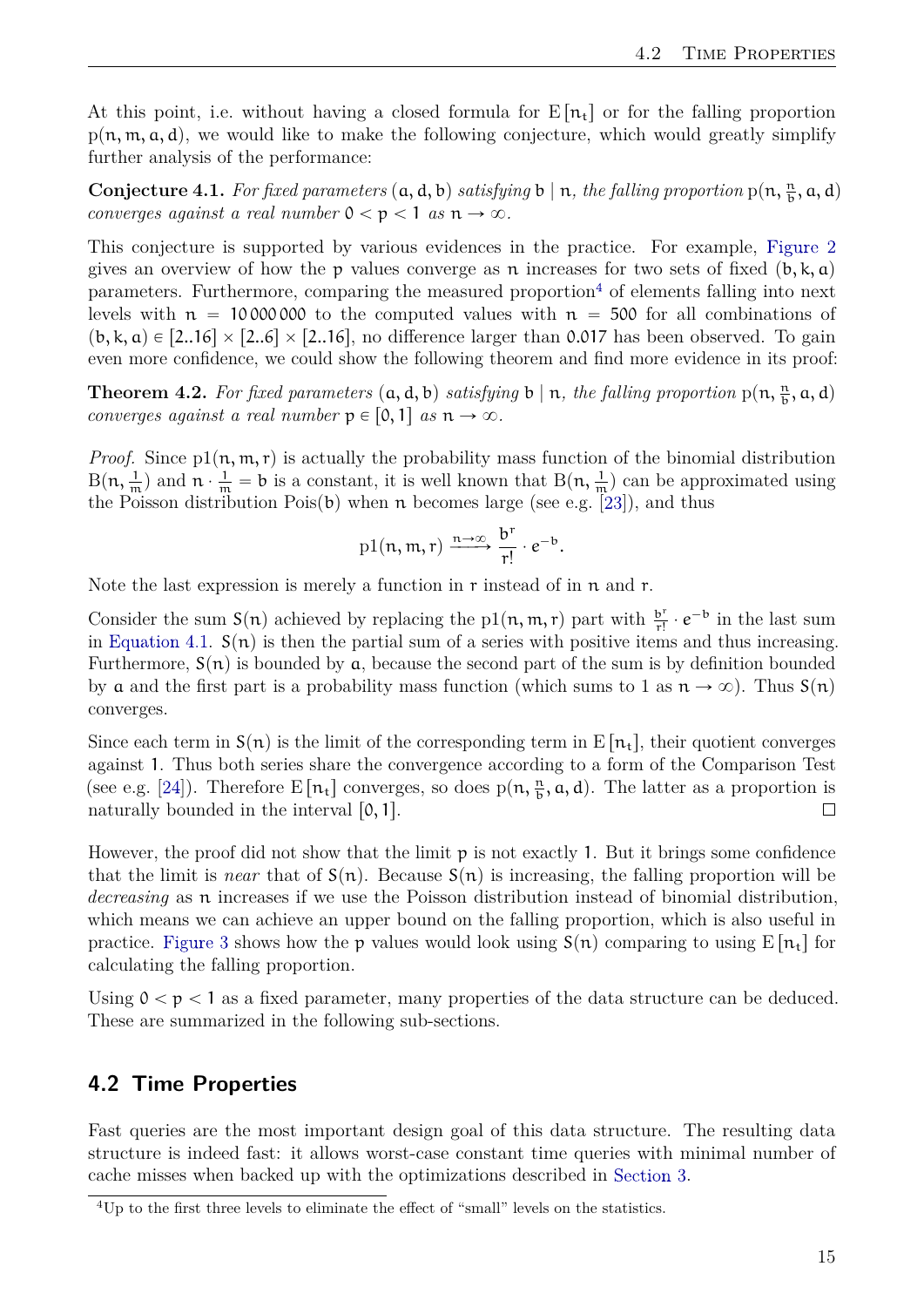At this point, i.e. without having a closed formula for $\mathrm{E}[n_t]$ or for the falling proportion $p(n, m, a, d)$, we would like to make the following conjecture, which would greatly simplify further analysis of the performance:

**Conjecture 4.1.** *For fixed parameters* $(a, d, b)$ *satisfying* $b \mid n$*, the falling proportion* $p(n, \frac{n}{b}, a, d)$ *converges against a real number* $0 < p < 1$ *as* $n \to \infty$*.*

This conjecture is supported by various evidences in the practice. For example, Figure 2 gives an overview of how the $p$ values converge as $n$ increases for two sets of fixed $(b, k, a)$ parameters. Furthermore, comparing the measured proportion[4] of elements falling into next levels with $n = 10\,000\,000$ to the computed values with $n = 500$ for all combinations of $(b, k, a) \in [2..16] \times [2..6] \times [2..16]$, no difference larger than $0.017$ has been observed. To gain even more confidence, we could show the following theorem and find more evidence in its proof:

**Theorem 4.2.** *For fixed parameters* $(a, d, b)$ *satisfying* $b \mid n$*, the falling proportion* $p(n, \frac{n}{b}, a, d)$ *converges against a real number* $p \in [0, 1]$ *as* $n \to \infty$*.*

*Proof.* Since $\mathrm{p1}(n, m, r)$ is actually the probability mass function of the binomial distribution $\mathrm{B}(n, \frac{1}{m})$ and $n \cdot \frac{1}{m} = b$ is a constant, it is well known that $\mathrm{B}(n, \frac{1}{m})$ can be approximated using the Poisson distribution $\mathrm{Pois}(b)$ when $n$ becomes large (see e.g. [23]), and thus

$$\mathrm{p1}(n, m, r) \xrightarrow{n \to \infty} \frac{b^r}{r!} \cdot e^{-b}.$$

Note the last expression is merely a function in $r$ instead of in $n$ and $r$.

Consider the sum $S(n)$ achieved by replacing the $\mathrm{p1}(n, m, r)$ part with $\frac{b^r}{r!} \cdot e^{-b}$ in the last sum in Equation 4.1. $S(n)$ is then the partial sum of a series with positive items and thus increasing. Furthermore, $S(n)$ is bounded by $a$, because the second part of the sum is by definition bounded by $a$ and the first part is a probability mass function (which sums to 1 as $n \to \infty$). Thus $S(n)$ converges.

Since each term in $S(n)$ is the limit of the corresponding term in $\mathrm{E}[n_t]$, their quotient converges against $1$. Thus both series share the convergence according to a form of the Comparison Test (see e.g. [24]). Therefore $\mathrm{E}[n_t]$ converges, so does $p(n, \frac{n}{b}, a, d)$. The latter as a proportion is naturally bounded in the interval $[0, 1]$. □

However, the proof did not show that the limit $p$ is not exactly $1$. But it brings some confidence that the limit is *near* that of $S(n)$. Because $S(n)$ is increasing, the falling proportion will be *decreasing* as $n$ increases if we use the Poisson distribution instead of binomial distribution, which means we can achieve an upper bound on the falling proportion, which is also useful in practice. Figure 3 shows how the $p$ values would look using $S(n)$ comparing to using $\mathrm{E}[n_t]$ for calculating the falling proportion.

Using $0 < p < 1$ as a fixed parameter, many properties of the data structure can be deduced. These are summarized in the following sub-sections.

## 4.2 Time Properties

Fast queries are the most important design goal of this data structure. The resulting data structure is indeed fast: it allows worst-case constant time queries with minimal number of cache misses when backed up with the optimizations described in Section 3.

[4] Up to the first three levels to eliminate the effect of "small" levels on the statistics.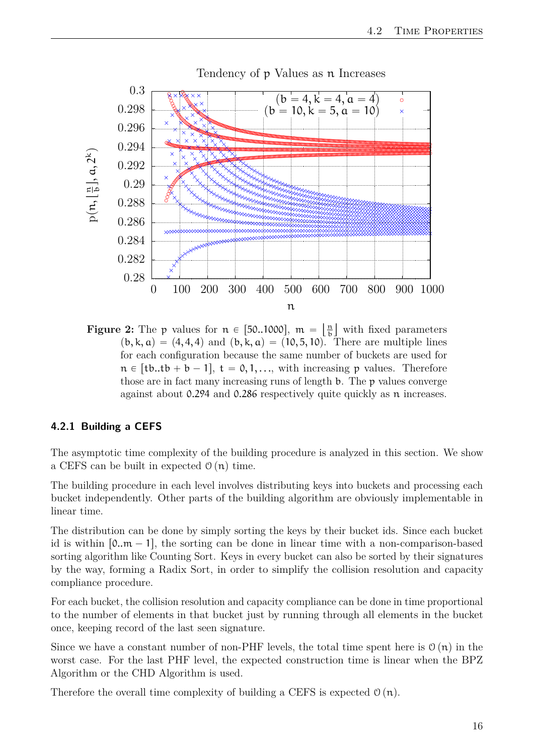**Figure 2:** The $p$ values for $n \in [50..1000]$, $m = \left\lfloor \frac{n}{b} \right\rfloor$ with fixed parameters $(b, k, a) = (4, 4, 4)$ and $(b, k, a) = (10, 5, 10)$. There are multiple lines for each configuration because the same number of buckets are used for $n \in [tb..tb + b - 1]$, $t = 0, 1, \ldots$, with increasing $p$ values. Therefore those are in fact many increasing runs of length $b$. The $p$ values converge against about $0.294$ and $0.286$ respectively quite quickly as $n$ increases.

### 4.2.1 Building a CEFS

The asymptotic time complexity of the building procedure is analyzed in this section. We show a CEFS can be built in expected $\mathcal{O}(n)$ time.

The building procedure in each level involves distributing keys into buckets and processing each bucket independently. Other parts of the building algorithm are obviously implementable in linear time.

The distribution can be done by simply sorting the keys by their bucket ids. Since each bucket id is within $[0..m - 1]$, the sorting can be done in linear time with a non-comparison-based sorting algorithm like Counting Sort. Keys in every bucket can also be sorted by their signatures by the way, forming a Radix Sort, in order to simplify the collision resolution and capacity compliance procedure.

For each bucket, the collision resolution and capacity compliance can be done in time proportional to the number of elements in that bucket just by running through all elements in the bucket once, keeping record of the last seen signature.

Since we have a constant number of non-PHF levels, the total time spent here is $\mathcal{O}(n)$ in the worst case. For the last PHF level, the expected construction time is linear when the BPZ Algorithm or the CHD Algorithm is used.

Therefore the overall time complexity of building a CEFS is expected $\mathcal{O}(n)$.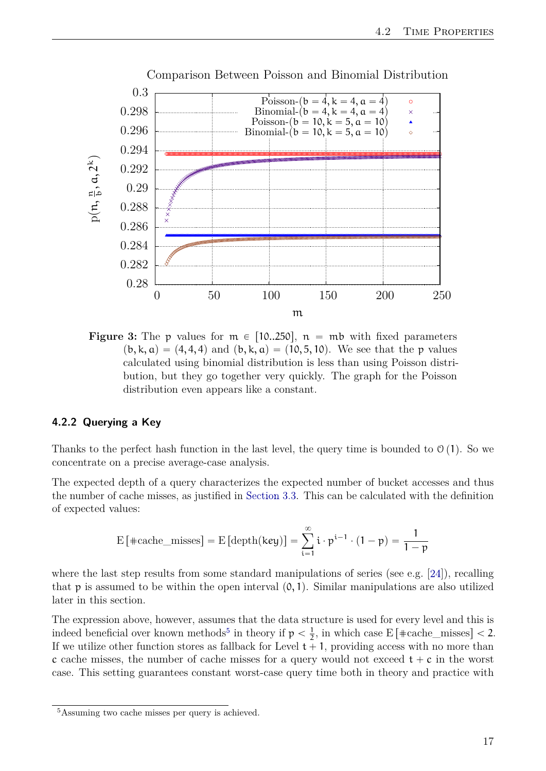Figure 3: The $p$ values for $m \in [10..250]$, $n = mb$ with fixed parameters $(b, k, a) = (4, 4, 4)$ and $(b, k, a) = (10, 5, 10)$. We see that the $p$ values calculated using binomial distribution is less than using Poisson distribution, but they go together very quickly. The graph for the Poisson distribution even appears like a constant.

### 4.2.2 Querying a Key

Thanks to the perfect hash function in the last level, the query time is bounded to $\mathcal{O}(1)$. So we concentrate on a precise average-case analysis.

The expected depth of a query characterizes the expected number of bucket accesses and thus the number of cache misses, as justified in Section 3.3. This can be calculated with the definition of expected values:

$$\mathrm{E}[\#\text{cache\_misses}] = \mathrm{E}[\text{depth}(\mathsf{key})] = \sum_{i=1}^{\infty} i \cdot p^{i-1} \cdot (1-p) = \frac{1}{1-p}$$

where the last step results from some standard manipulations of series (see e.g. [24]), recalling that $p$ is assumed to be within the open interval $(0, 1)$. Similar manipulations are also utilized later in this section.

The expression above, however, assumes that the data structure is used for every level and this is indeed beneficial over known methods[5] in theory if $p < \frac{1}{2}$, in which case $\mathrm{E}[\#\text{cache\_misses}] < 2$. If we utilize other function stores as fallback for Level $t+1$, providing access with no more than $c$ cache misses, the number of cache misses for a query would not exceed $t + c$ in the worst case. This setting guarantees constant worst-case query time both in theory and practice with

[5] Assuming two cache misses per query is achieved.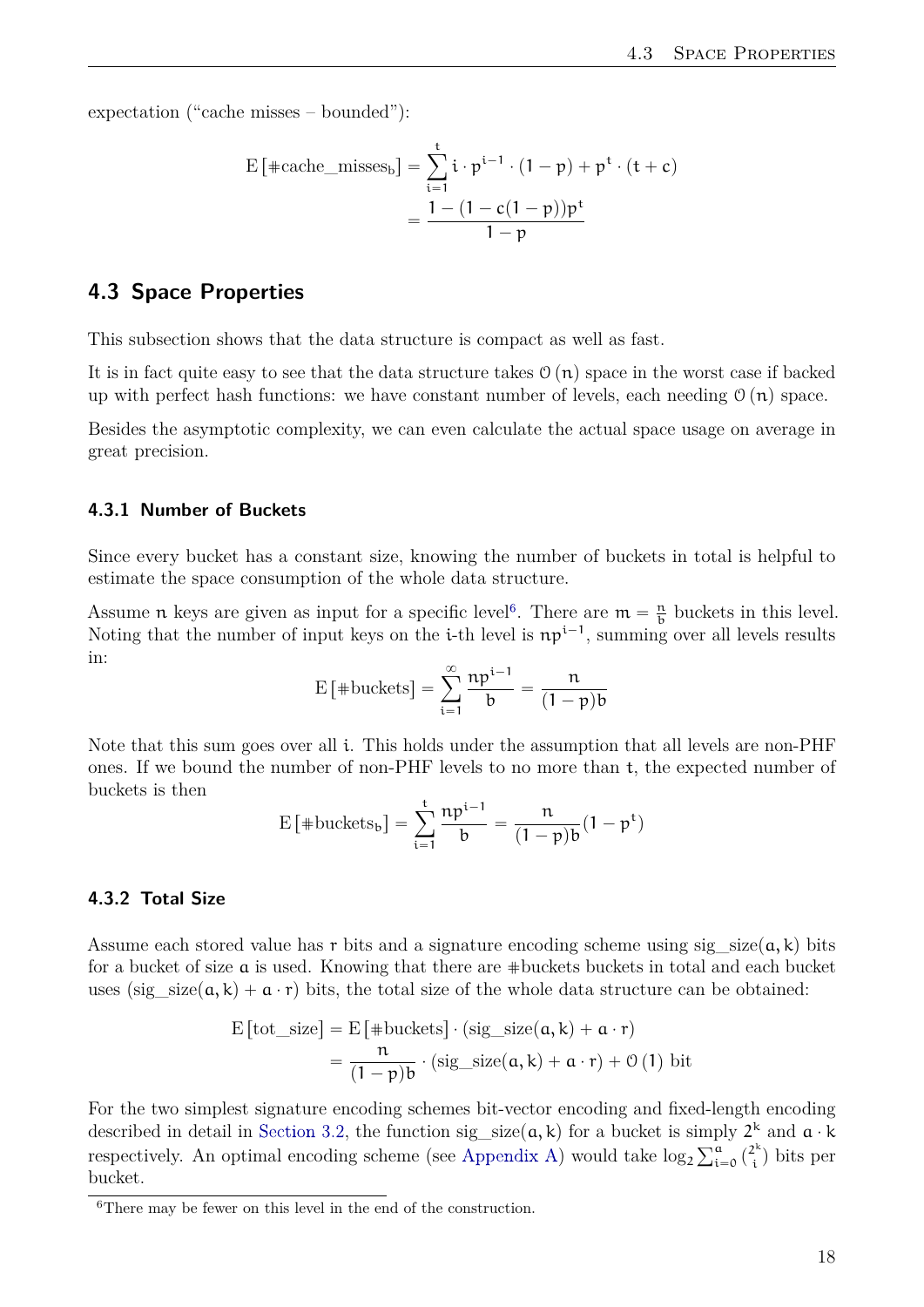expectation (“cache misses – bounded”):

$$
\begin{aligned}
\mathrm{E}\left[\#\text{cache\_misses}_b\right] &= \sum_{i=1}^{t} i \cdot p^{i-1} \cdot (1-p) + p^t \cdot (t+c) \\
&= \frac{1-(1-c(1-p))p^t}{1-p}
\end{aligned}
$$

## 4.3 Space Properties

This subsection shows that the data structure is compact as well as fast.

It is in fact quite easy to see that the data structure takes $\mathcal{O}(n)$ space in the worst case if backed up with perfect hash functions: we have constant number of levels, each needing $\mathcal{O}(n)$ space.

Besides the asymptotic complexity, we can even calculate the actual space usage on average in great precision.

### 4.3.1 Number of Buckets

Since every bucket has a constant size, knowing the number of buckets in total is helpful to estimate the space consumption of the whole data structure.

Assume $n$ keys are given as input for a specific level[6]. There are $m = \frac{n}{b}$ buckets in this level. Noting that the number of input keys on the $i$-th level is $np^{i-1}$, summing over all levels results in:

$$
\mathrm{E}\left[\#\text{buckets}\right] = \sum_{i=1}^{\infty} \frac{np^{i-1}}{b} = \frac{n}{(1-p)b}
$$

Note that this sum goes over all $i$. This holds under the assumption that all levels are non-PHF ones. If we bound the number of non-PHF levels to no more than $t$, the expected number of buckets is then

$$
\mathrm{E}\left[\#\text{buckets}_b\right] = \sum_{i=1}^{t} \frac{np^{i-1}}{b} = \frac{n}{(1-p)b}(1-p^t)
$$

### 4.3.2 Total Size

Assume each stored value has $r$ bits and a signature encoding scheme using sig_size$(a, k)$ bits for a bucket of size $a$ is used. Knowing that there are #buckets buckets in total and each bucket uses (sig_size$(a, k) + a \cdot r$) bits, the total size of the whole data structure can be obtained:

$$
\begin{aligned}
\mathrm{E}\left[\text{tot\_size}\right] &= \mathrm{E}\left[\#\text{buckets}\right] \cdot (\text{sig\_size}(a,k) + a \cdot r) \\
&= \frac{n}{(1-p)b} \cdot (\text{sig\_size}(a,k) + a \cdot r) + \mathcal{O}(1) \text{ bit}
\end{aligned}
$$

For the two simplest signature encoding schemes bit-vector encoding and fixed-length encoding described in detail in Section 3.2, the function sig_size$(a, k)$ for a bucket is simply $2^k$ and $a \cdot k$ respectively. An optimal encoding scheme (see Appendix A) would take $\log_2 \sum_{i=0}^{a} \binom{2^k}{i}$ bits per bucket.

[6] There may be fewer on this level in the end of the construction.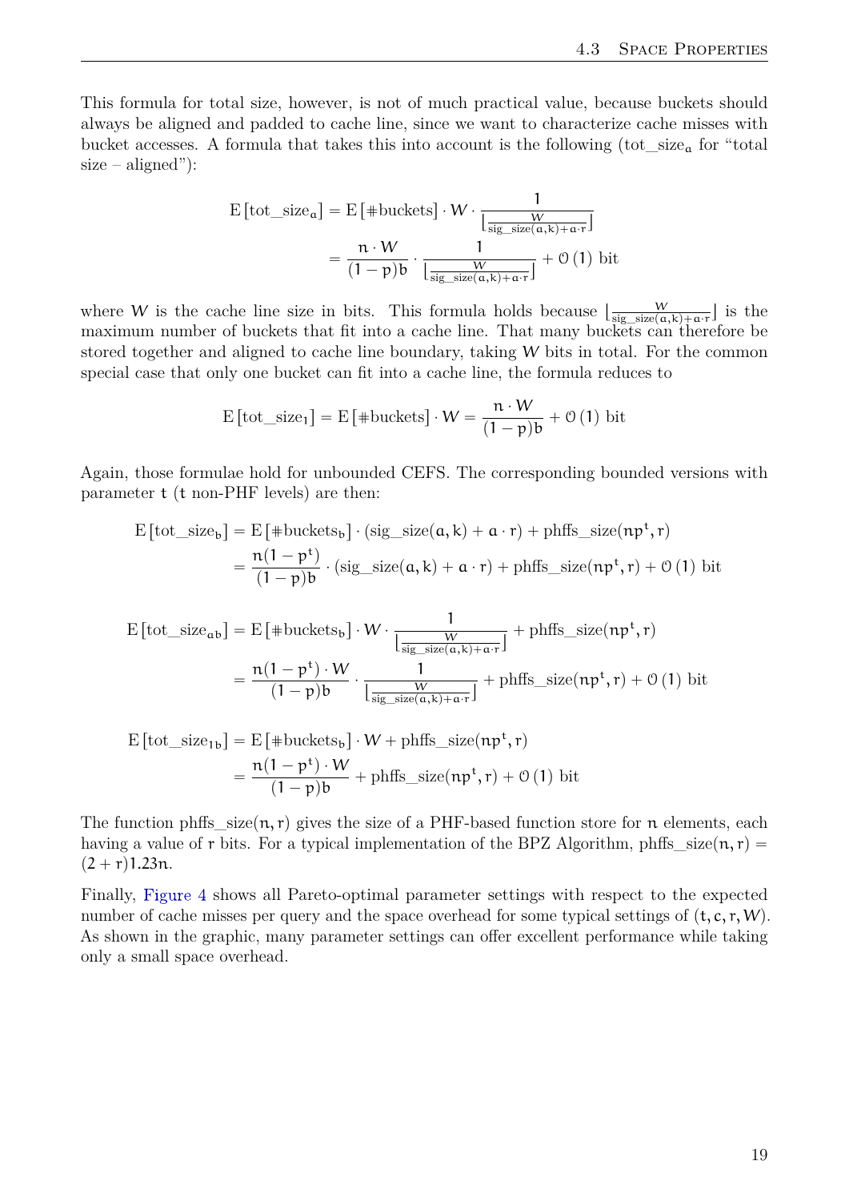This formula for total size, however, is not of much practical value, because buckets should always be aligned and padded to cache line, since we want to characterize cache misses with bucket accesses. A formula that takes this into account is the following ($\text{tot\_size}_a$ for "total size – aligned"):

$$
\begin{aligned}
\mathrm{E}\left[\text{tot\_size}_a\right] &= \mathrm{E}\left[\#\text{buckets}\right] \cdot W \cdot \frac{1}{\lfloor \frac{W}{\text{sig\_size}(a,k)+a\cdot r} \rfloor} \\
&= \frac{n \cdot W}{(1-p)b} \cdot \frac{1}{\lfloor \frac{W}{\text{sig\_size}(a,k)+a\cdot r} \rfloor} + \mathcal{O}(1) \text{ bit}
\end{aligned}
$$

where $W$ is the cache line size in bits. This formula holds because $\lfloor \frac{W}{\text{sig\_size}(a,k)+a\cdot r} \rfloor$ is the maximum number of buckets that fit into a cache line. That many buckets can therefore be stored together and aligned to cache line boundary, taking $W$ bits in total. For the common special case that only one bucket can fit into a cache line, the formula reduces to

$$
\mathrm{E}\left[\text{tot\_size}_1\right] = \mathrm{E}\left[\#\text{buckets}\right] \cdot W = \frac{n \cdot W}{(1-p)b} + \mathcal{O}(1) \text{ bit}
$$

Again, those formulae hold for unbounded CEFS. The corresponding bounded versions with parameter $t$ ($t$ non-PHF levels) are then:

$$
\begin{aligned}
\mathrm{E}\left[\text{tot\_size}_b\right] &= \mathrm{E}\left[\#\text{buckets}_b\right] \cdot (\text{sig\_size}(a,k) + a \cdot r) + \text{phffs\_size}(np^t, r) \\
&= \frac{n(1-p^t)}{(1-p)b} \cdot (\text{sig\_size}(a,k) + a \cdot r) + \text{phffs\_size}(np^t, r) + \mathcal{O}(1) \text{ bit}
\end{aligned}
$$

$$
\begin{aligned}
\mathrm{E}\left[\text{tot\_size}_{ab}\right] &= \mathrm{E}\left[\#\text{buckets}_b\right] \cdot W \cdot \frac{1}{\lfloor \frac{W}{\text{sig\_size}(a,k)+a\cdot r} \rfloor} + \text{phffs\_size}(np^t, r) \\
&= \frac{n(1-p^t) \cdot W}{(1-p)b} \cdot \frac{1}{\lfloor \frac{W}{\text{sig\_size}(a,k)+a\cdot r} \rfloor} + \text{phffs\_size}(np^t, r) + \mathcal{O}(1) \text{ bit}
\end{aligned}
$$

$$
\begin{aligned}
\mathrm{E}\left[\text{tot\_size}_{1b}\right] &= \mathrm{E}\left[\#\text{buckets}_b\right] \cdot W + \text{phffs\_size}(np^t, r) \\
&= \frac{n(1-p^t) \cdot W}{(1-p)b} + \text{phffs\_size}(np^t, r) + \mathcal{O}(1) \text{ bit}
\end{aligned}
$$

The function $\text{phffs\_size}(n, r)$ gives the size of a PHF-based function store for $n$ elements, each having a value of $r$ bits. For a typical implementation of the BPZ Algorithm, $\text{phffs\_size}(n, r) = (2 + r)1.23n$.

Finally, Figure 4 shows all Pareto-optimal parameter settings with respect to the expected number of cache misses per query and the space overhead for some typical settings of $(t, c, r, W)$. As shown in the graphic, many parameter settings can offer excellent performance while taking only a small space overhead.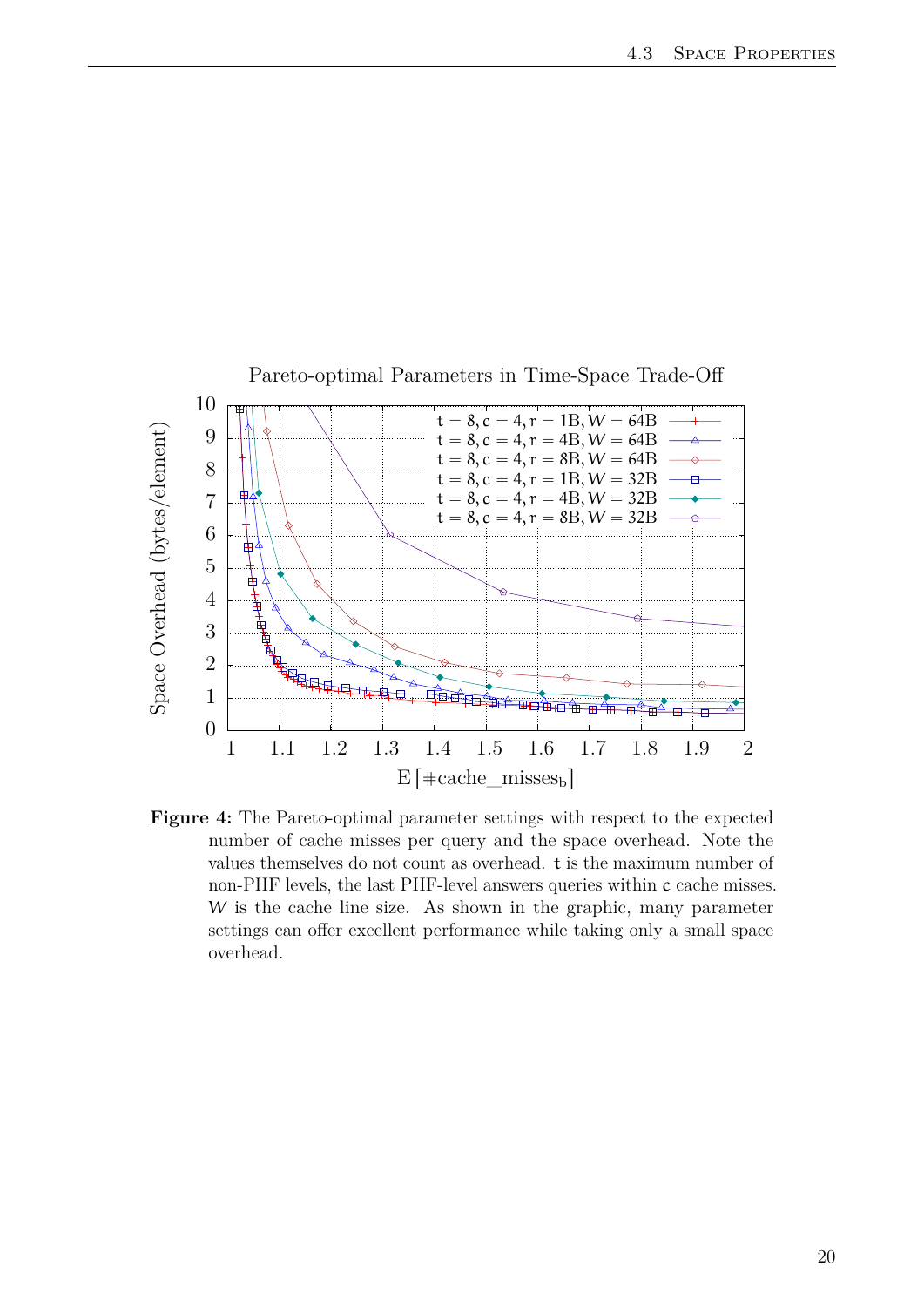Pareto-optimal Parameters in Time-Space Trade-Off

**Figure 4:** The Pareto-optimal parameter settings with respect to the expected number of cache misses per query and the space overhead. Note the values themselves do not count as overhead. $t$ is the maximum number of non-PHF levels, the last PHF-level answers queries within $c$ cache misses. $W$ is the cache line size. As shown in the graphic, many parameter settings can offer excellent performance while taking only a small space overhead.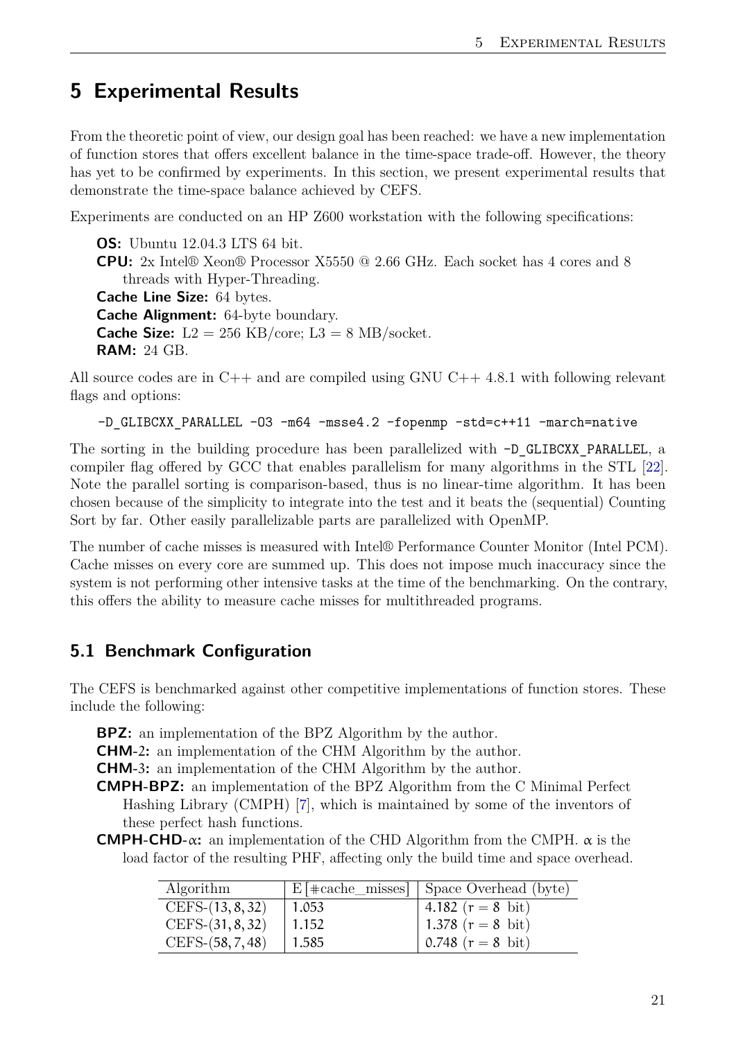# 5 Experimental Results

From the theoretic point of view, our design goal has been reached: we have a new implementation of function stores that offers excellent balance in the time-space trade-off. However, the theory has yet to be confirmed by experiments. In this section, we present experimental results that demonstrate the time-space balance achieved by CEFS.

Experiments are conducted on an HP Z600 workstation with the following specifications:

**OS:** Ubuntu 12.04.3 LTS 64 bit.
**CPU:** 2x Intel® Xeon® Processor X5550 @ 2.66 GHz. Each socket has 4 cores and 8 threads with Hyper-Threading.
**Cache Line Size:** 64 bytes.
**Cache Alignment:** 64-byte boundary.
**Cache Size:** L2 = 256 KB/core; L3 = 8 MB/socket.
**RAM:** 24 GB.

All source codes are in C++ and are compiled using GNU C++ 4.8.1 with following relevant flags and options:

```
-D_GLIBCXX_PARALLEL -O3 -m64 -msse4.2 -fopenmp -std=c++11 -march=native
```

The sorting in the building procedure has been parallelized with `-D_GLIBCXX_PARALLEL`, a compiler flag offered by GCC that enables parallelism for many algorithms in the STL [22]. Note the parallel sorting is comparison-based, thus is no linear-time algorithm. It has been chosen because of the simplicity to integrate into the test and it beats the (sequential) Counting Sort by far. Other easily parallelizable parts are parallelized with OpenMP.

The number of cache misses is measured with Intel® Performance Counter Monitor (Intel PCM). Cache misses on every core are summed up. This does not impose much inaccuracy since the system is not performing other intensive tasks at the time of the benchmarking. On the contrary, this offers the ability to measure cache misses for multithreaded programs.

## 5.1 Benchmark Configuration

The CEFS is benchmarked against other competitive implementations of function stores. These include the following:

**BPZ:** an implementation of the BPZ Algorithm by the author.
**CHM-2:** an implementation of the CHM Algorithm by the author.
**CHM-3:** an implementation of the CHM Algorithm by the author.
**CMPH-BPZ:** an implementation of the BPZ Algorithm from the C Minimal Perfect Hashing Library (CMPH) [7], which is maintained by some of the inventors of these perfect hash functions.
**CMPH-CHD-$\alpha$:** an implementation of the CHD Algorithm from the CMPH. $\alpha$ is the load factor of the resulting PHF, affecting only the build time and space overhead.

| Algorithm | E [#cache_misses] | Space Overhead (byte) |
|---|---|---|
| CEFS-$(13, 8, 32)$ | 1.053 | 4.182 ($r = 8$ bit) |
| CEFS-$(31, 8, 32)$ | 1.152 | 1.378 ($r = 8$ bit) |
| CEFS-$(58, 7, 48)$ | 1.585 | 0.748 ($r = 8$ bit) |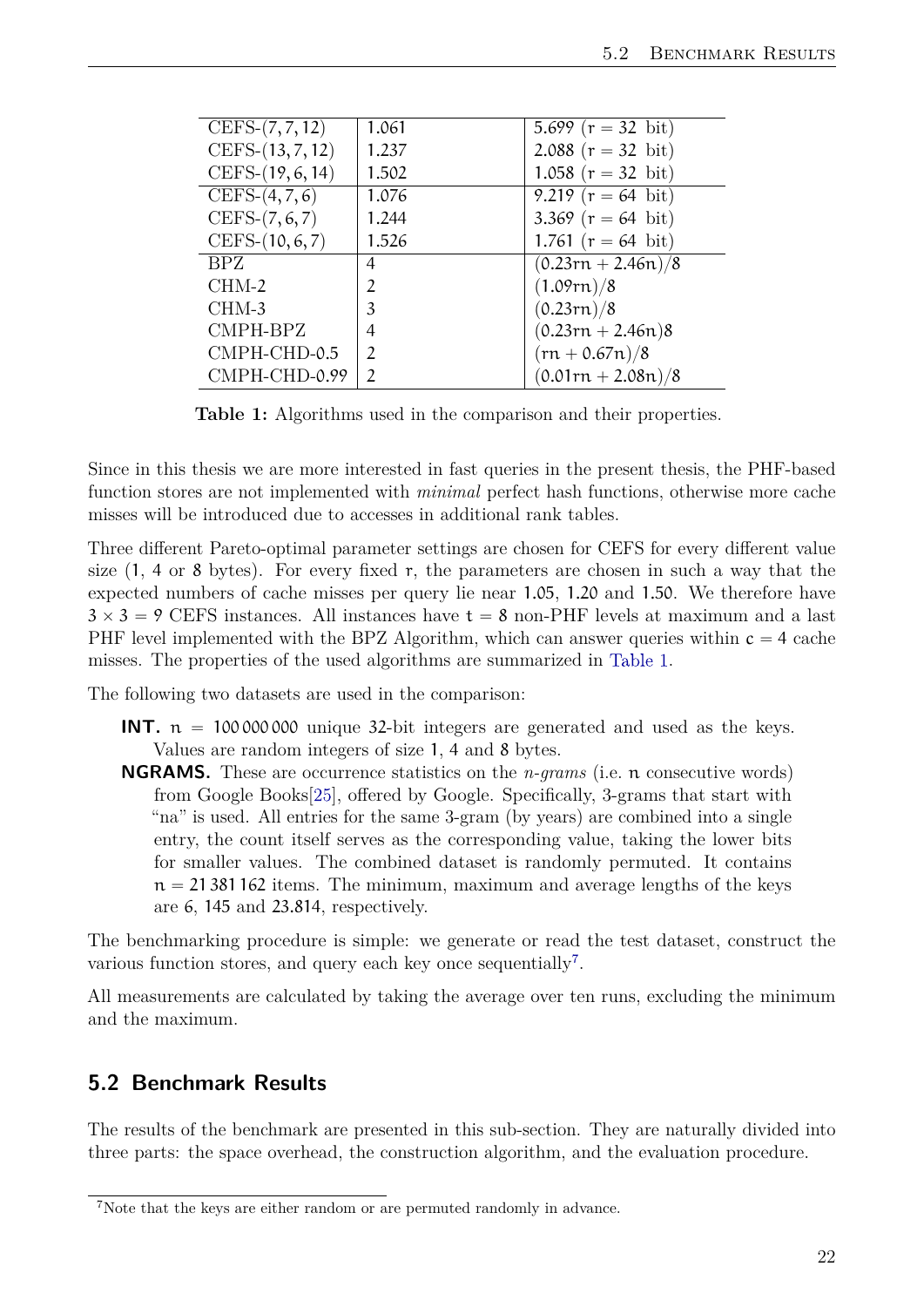| | | |
|---|---|---|
| CEFS-(7, 7, 12) | 1.061 | 5.699 ($r = 32$ bit) |
| CEFS-(13, 7, 12) | 1.237 | 2.088 ($r = 32$ bit) |
| CEFS-(19, 6, 14) | 1.502 | 1.058 ($r = 32$ bit) |
| CEFS-(4, 7, 6) | 1.076 | 9.219 ($r = 64$ bit) |
| CEFS-(7, 6, 7) | 1.244 | 3.369 ($r = 64$ bit) |
| CEFS-(10, 6, 7) | 1.526 | 1.761 ($r = 64$ bit) |
| BPZ | 4 | $(0.23rn + 2.46n)/8$ |
| CHM-2 | 2 | $(1.09rn)/8$ |
| CHM-3 | 3 | $(0.23rn)/8$ |
| CMPH-BPZ | 4 | $(0.23rn + 2.46n)8$ |
| CMPH-CHD-0.5 | 2 | $(rn + 0.67n)/8$ |
| CMPH-CHD-0.99 | 2 | $(0.01rn + 2.08n)/8$ |

**Table 1:** Algorithms used in the comparison and their properties.

Since in this thesis we are more interested in fast queries in the present thesis, the PHF-based function stores are not implemented with *minimal* perfect hash functions, otherwise more cache misses will be introduced due to accesses in additional rank tables.

Three different Pareto-optimal parameter settings are chosen for CEFS for every different value size (1, 4 or 8 bytes). For every fixed $r$, the parameters are chosen in such a way that the expected numbers of cache misses per query lie near 1.05, 1.20 and 1.50. We therefore have $3 \times 3 = 9$ CEFS instances. All instances have $t = 8$ non-PHF levels at maximum and a last PHF level implemented with the BPZ Algorithm, which can answer queries within $c = 4$ cache misses. The properties of the used algorithms are summarized in Table 1.

The following two datasets are used in the comparison:

**INT.** $n = 100\,000\,000$ unique 32-bit integers are generated and used as the keys. Values are random integers of size 1, 4 and 8 bytes.

**NGRAMS.** These are occurrence statistics on the *n-grams* (i.e. $n$ consecutive words) from Google Books[25], offered by Google. Specifically, 3-grams that start with "na" is used. All entries for the same 3-gram (by years) are combined into a single entry, the count itself serves as the corresponding value, taking the lower bits for smaller values. The combined dataset is randomly permuted. It contains $n = 21\,381\,162$ items. The minimum, maximum and average lengths of the keys are 6, 145 and 23.814, respectively.

The benchmarking procedure is simple: we generate or read the test dataset, construct the various function stores, and query each key once sequentially[7].

All measurements are calculated by taking the average over ten runs, excluding the minimum and the maximum.

## 5.2 Benchmark Results

The results of the benchmark are presented in this sub-section. They are naturally divided into three parts: the space overhead, the construction algorithm, and the evaluation procedure.

[7] Note that the keys are either random or are permuted randomly in advance.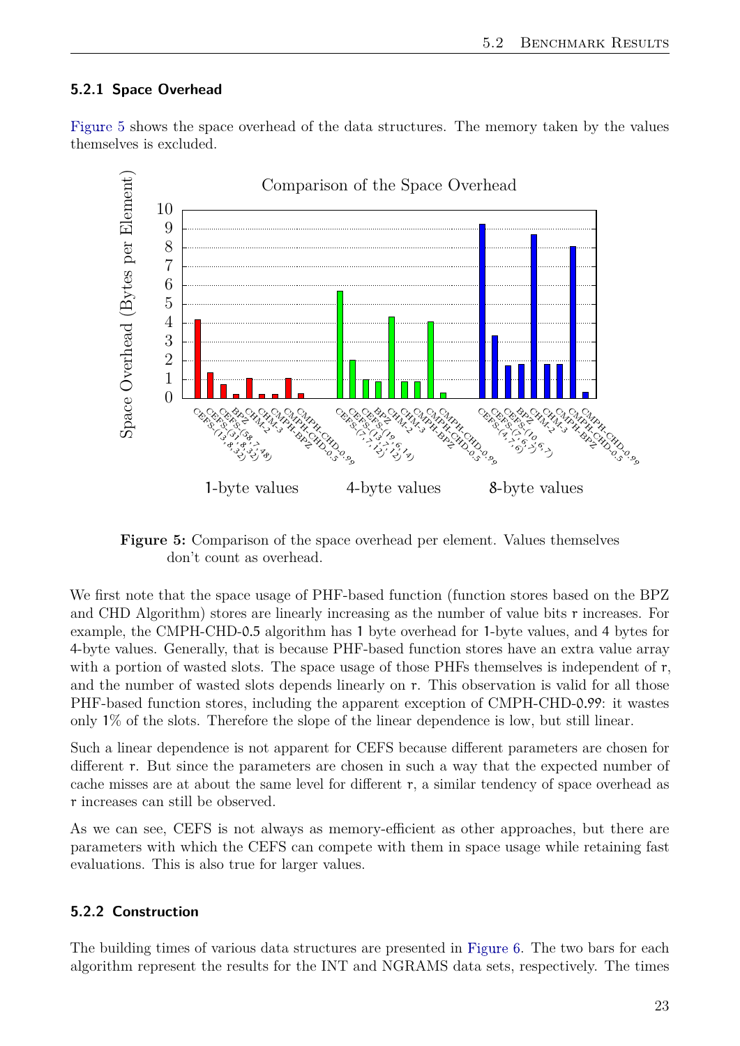### 5.2.1 Space Overhead

Figure 5 shows the space overhead of the data structures. The memory taken by the values themselves is excluded.

Figure 5: Comparison of the space overhead per element. Values themselves don't count as overhead.

We first note that the space usage of PHF-based function (function stores based on the BPZ and CHD Algorithm) stores are linearly increasing as the number of value bits r increases. For example, the CMPH-CHD-0.5 algorithm has 1 byte overhead for 1-byte values, and 4 bytes for 4-byte values. Generally, that is because PHF-based function stores have an extra value array with a portion of wasted slots. The space usage of those PHFs themselves is independent of r, and the number of wasted slots depends linearly on r. This observation is valid for all those PHF-based function stores, including the apparent exception of CMPH-CHD-0.99: it wastes only 1% of the slots. Therefore the slope of the linear dependence is low, but still linear.

Such a linear dependence is not apparent for CEFS because different parameters are chosen for different r. But since the parameters are chosen in such a way that the expected number of cache misses are at about the same level for different r, a similar tendency of space overhead as r increases can still be observed.

As we can see, CEFS is not always as memory-efficient as other approaches, but there are parameters with which the CEFS can compete with them in space usage while retaining fast evaluations. This is also true for larger values.

### 5.2.2 Construction

The building times of various data structures are presented in Figure 6. The two bars for each algorithm represent the results for the INT and NGRAMS data sets, respectively. The times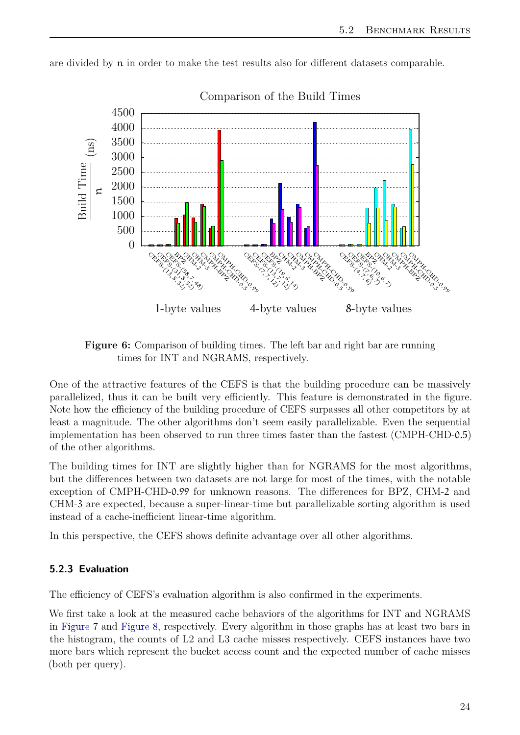are divided by n in order to make the test results also for different datasets comparable.

**Figure 6:** Comparison of building times. The left bar and right bar are running times for INT and NGRAMS, respectively.

One of the attractive features of the CEFS is that the building procedure can be massively parallelized, thus it can be built very efficiently. This feature is demonstrated in the figure. Note how the efficiency of the building procedure of CEFS surpasses all other competitors by at least a magnitude. The other algorithms don't seem easily parallelizable. Even the sequential implementation has been observed to run three times faster than the fastest (CMPH-CHD-0.5) of the other algorithms.

The building times for INT are slightly higher than for NGRAMS for the most algorithms, but the differences between two datasets are not large for most of the times, with the notable exception of CMPH-CHD-0.99 for unknown reasons. The differences for BPZ, CHM-2 and CHM-3 are expected, because a super-linear-time but parallelizable sorting algorithm is used instead of a cache-inefficient linear-time algorithm.

In this perspective, the CEFS shows definite advantage over all other algorithms.

### 5.2.3 Evaluation

The efficiency of CEFS's evaluation algorithm is also confirmed in the experiments.

We first take a look at the measured cache behaviors of the algorithms for INT and NGRAMS in Figure 7 and Figure 8, respectively. Every algorithm in those graphs has at least two bars in the histogram, the counts of L2 and L3 cache misses respectively. CEFS instances have two more bars which represent the bucket access count and the expected number of cache misses (both per query).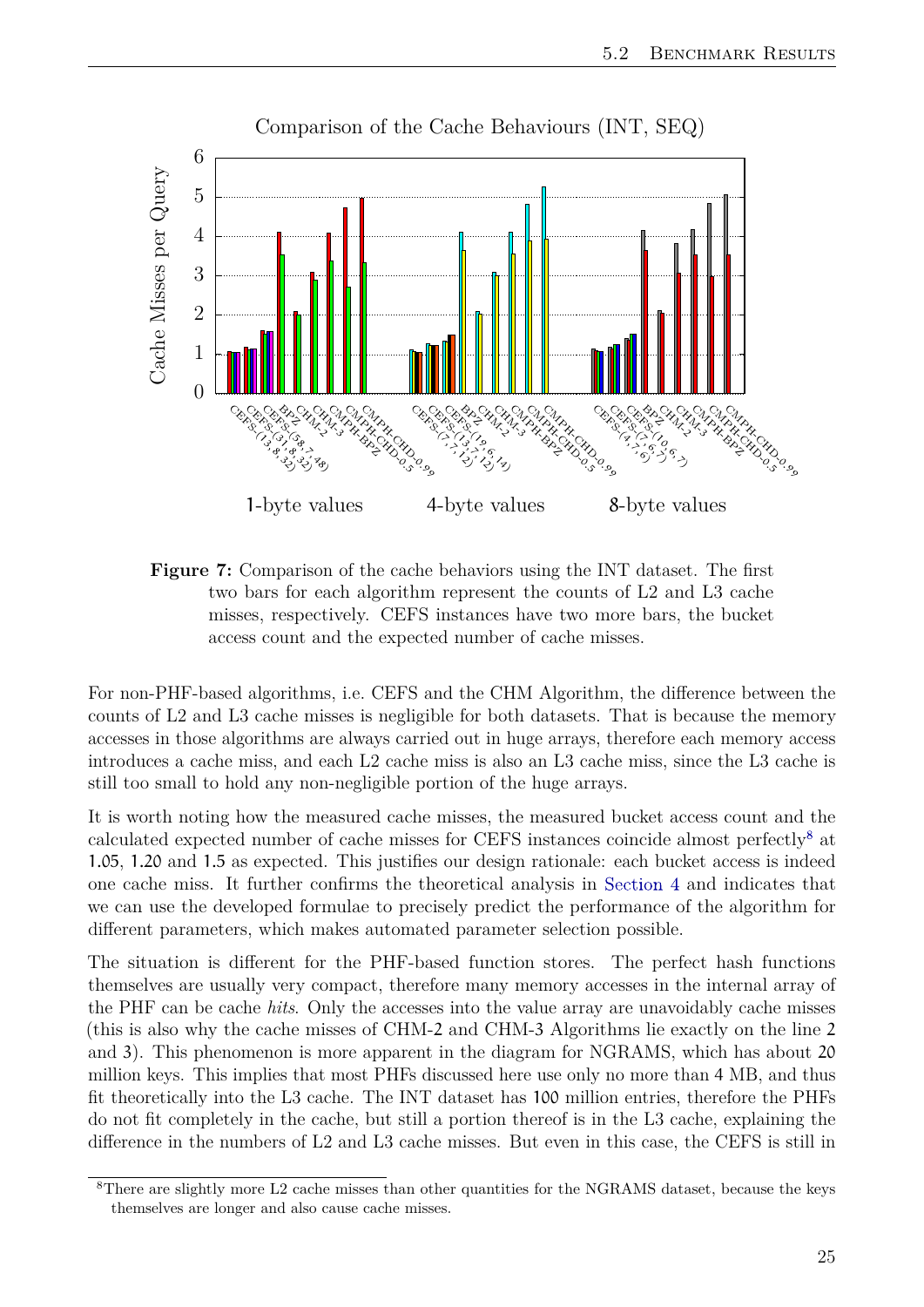Comparison of the Cache Behaviours (INT, SEQ)

**Figure 7:** Comparison of the cache behaviors using the INT dataset. The first two bars for each algorithm represent the counts of L2 and L3 cache misses, respectively. CEFS instances have two more bars, the bucket access count and the expected number of cache misses.

For non-PHF-based algorithms, i.e. CEFS and the CHM Algorithm, the difference between the counts of L2 and L3 cache misses is negligible for both datasets. That is because the memory accesses in those algorithms are always carried out in huge arrays, therefore each memory access introduces a cache miss, and each L2 cache miss is also an L3 cache miss, since the L3 cache is still too small to hold any non-negligible portion of the huge arrays.

It is worth noting how the measured cache misses, the measured bucket access count and the calculated expected number of cache misses for CEFS instances coincide almost perfectly[8] at 1.05, 1.20 and 1.5 as expected. This justifies our design rationale: each bucket access is indeed one cache miss. It further confirms the theoretical analysis in Section 4 and indicates that we can use the developed formulae to precisely predict the performance of the algorithm for different parameters, which makes automated parameter selection possible.

The situation is different for the PHF-based function stores. The perfect hash functions themselves are usually very compact, therefore many memory accesses in the internal array of the PHF can be cache *hits*. Only the accesses into the value array are unavoidably cache misses (this is also why the cache misses of CHM-2 and CHM-3 Algorithms lie exactly on the line 2 and 3). This phenomenon is more apparent in the diagram for NGRAMS, which has about 20 million keys. This implies that most PHFs discussed here use only no more than 4 MB, and thus fit theoretically into the L3 cache. The INT dataset has 100 million entries, therefore the PHFs do not fit completely in the cache, but still a portion thereof is in the L3 cache, explaining the difference in the numbers of L2 and L3 cache misses. But even in this case, the CEFS is still in

[8] There are slightly more L2 cache misses than other quantities for the NGRAMS dataset, because the keys themselves are longer and also cause cache misses.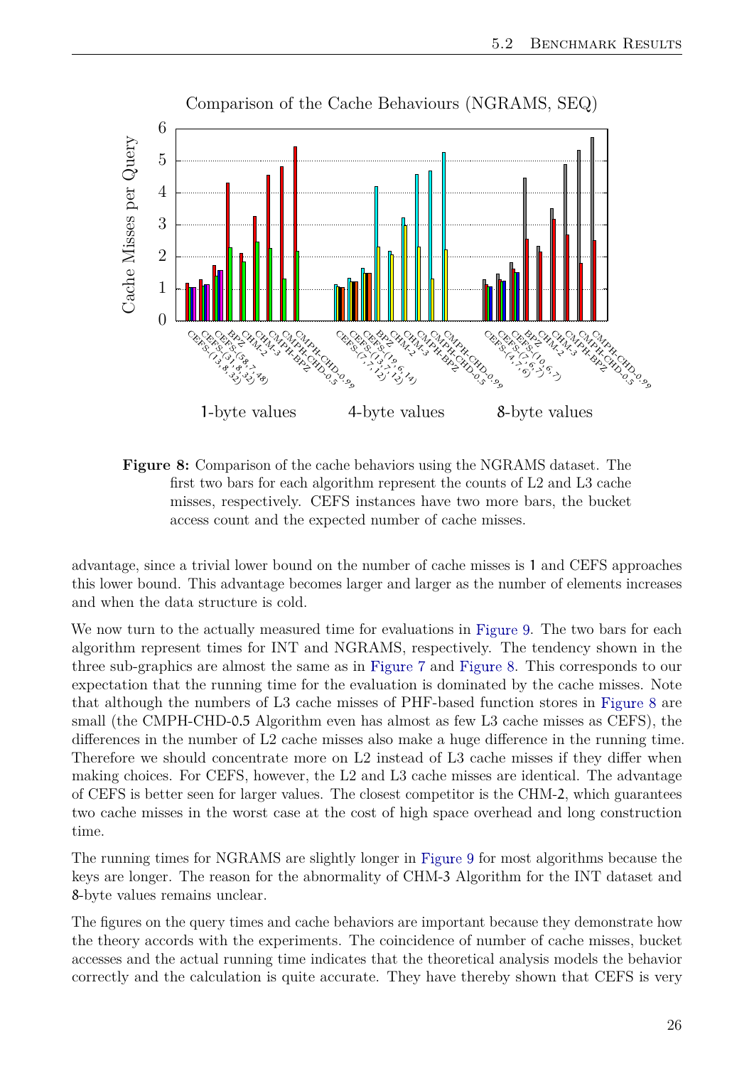**Figure 8:** Comparison of the cache behaviors using the NGRAMS dataset. The first two bars for each algorithm represent the counts of L2 and L3 cache misses, respectively. CEFS instances have two more bars, the bucket access count and the expected number of cache misses.

advantage, since a trivial lower bound on the number of cache misses is 1 and CEFS approaches this lower bound. This advantage becomes larger and larger as the number of elements increases and when the data structure is cold.

We now turn to the actually measured time for evaluations in Figure 9. The two bars for each algorithm represent times for INT and NGRAMS, respectively. The tendency shown in the three sub-graphics are almost the same as in Figure 7 and Figure 8. This corresponds to our expectation that the running time for the evaluation is dominated by the cache misses. Note that although the numbers of L3 cache misses of PHF-based function stores in Figure 8 are small (the CMPH-CHD-0.5 Algorithm even has almost as few L3 cache misses as CEFS), the differences in the number of L2 cache misses also make a huge difference in the running time. Therefore we should concentrate more on L2 instead of L3 cache misses if they differ when making choices. For CEFS, however, the L2 and L3 cache misses are identical. The advantage of CEFS is better seen for larger values. The closest competitor is the CHM-2, which guarantees two cache misses in the worst case at the cost of high space overhead and long construction time.

The running times for NGRAMS are slightly longer in Figure 9 for most algorithms because the keys are longer. The reason for the abnormality of CHM-3 Algorithm for the INT dataset and 8-byte values remains unclear.

The figures on the query times and cache behaviors are important because they demonstrate how the theory accords with the experiments. The coincidence of number of cache misses, bucket accesses and the actual running time indicates that the theoretical analysis models the behavior correctly and the calculation is quite accurate. They have thereby shown that CEFS is very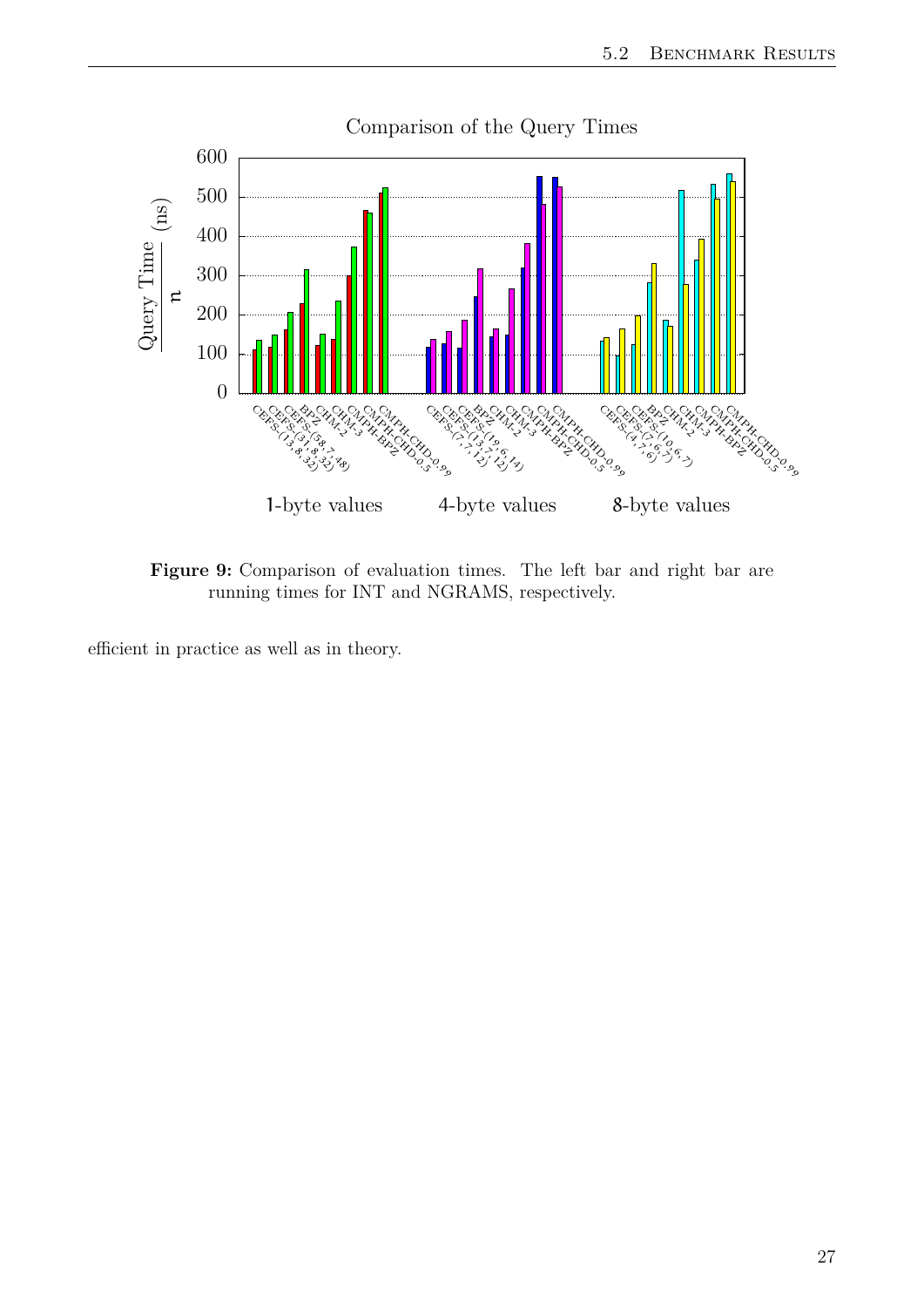**Figure 9:** Comparison of evaluation times. The left bar and right bar are running times for INT and NGRAMS, respectively.

efficient in practice as well as in theory.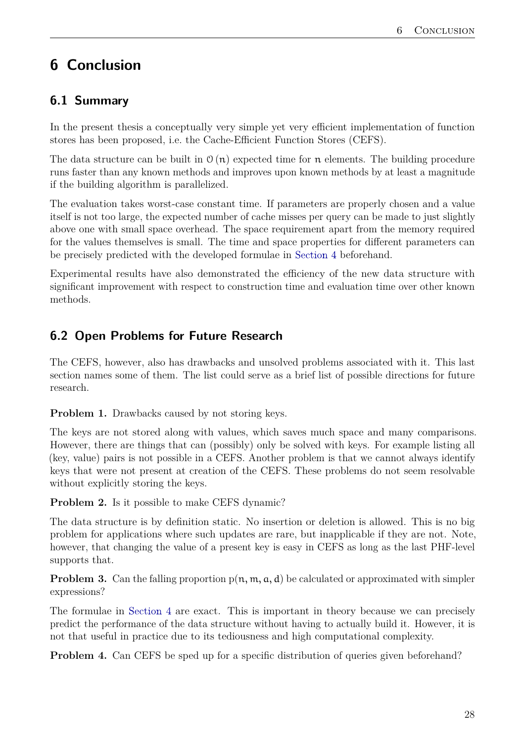# 6 Conclusion

## 6.1 Summary

In the present thesis a conceptually very simple yet very efficient implementation of function stores has been proposed, i.e. the Cache-Efficient Function Stores (CEFS).

The data structure can be built in $\mathcal{O}(n)$ expected time for $n$ elements. The building procedure runs faster than any known methods and improves upon known methods by at least a magnitude if the building algorithm is parallelized.

The evaluation takes worst-case constant time. If parameters are properly chosen and a value itself is not too large, the expected number of cache misses per query can be made to just slightly above one with small space overhead. The space requirement apart from the memory required for the values themselves is small. The time and space properties for different parameters can be precisely predicted with the developed formulae in Section 4 beforehand.

Experimental results have also demonstrated the efficiency of the new data structure with significant improvement with respect to construction time and evaluation time over other known methods.

## 6.2 Open Problems for Future Research

The CEFS, however, also has drawbacks and unsolved problems associated with it. This last section names some of them. The list could serve as a brief list of possible directions for future research.

**Problem 1.** Drawbacks caused by not storing keys.

The keys are not stored along with values, which saves much space and many comparisons. However, there are things that can (possibly) only be solved with keys. For example listing all (key, value) pairs is not possible in a CEFS. Another problem is that we cannot always identify keys that were not present at creation of the CEFS. These problems do not seem resolvable without explicitly storing the keys.

**Problem 2.** Is it possible to make CEFS dynamic?

The data structure is by definition static. No insertion or deletion is allowed. This is no big problem for applications where such updates are rare, but inapplicable if they are not. Note, however, that changing the value of a present key is easy in CEFS as long as the last PHF-level supports that.

**Problem 3.** Can the falling proportion $p(n, m, a, d)$ be calculated or approximated with simpler expressions?

The formulae in Section 4 are exact. This is important in theory because we can precisely predict the performance of the data structure without having to actually build it. However, it is not that useful in practice due to its tediousness and high computational complexity.

**Problem 4.** Can CEFS be sped up for a specific distribution of queries given beforehand?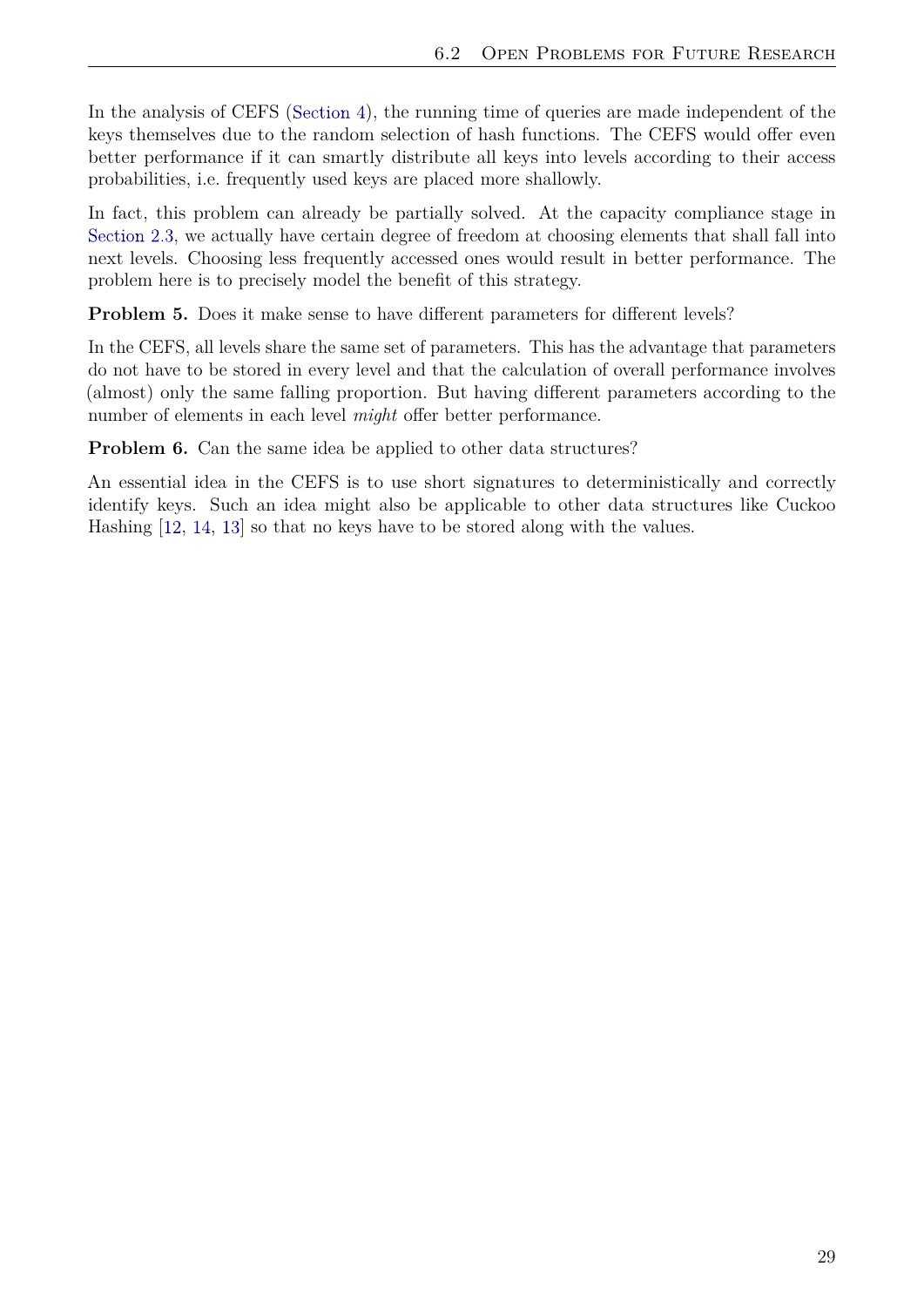In the analysis of CEFS (Section 4), the running time of queries are made independent of the keys themselves due to the random selection of hash functions. The CEFS would offer even better performance if it can smartly distribute all keys into levels according to their access probabilities, i.e. frequently used keys are placed more shallowly.

In fact, this problem can already be partially solved. At the capacity compliance stage in Section 2.3, we actually have certain degree of freedom at choosing elements that shall fall into next levels. Choosing less frequently accessed ones would result in better performance. The problem here is to precisely model the benefit of this strategy.

**Problem 5.** Does it make sense to have different parameters for different levels?

In the CEFS, all levels share the same set of parameters. This has the advantage that parameters do not have to be stored in every level and that the calculation of overall performance involves (almost) only the same falling proportion. But having different parameters according to the number of elements in each level *might* offer better performance.

**Problem 6.** Can the same idea be applied to other data structures?

An essential idea in the CEFS is to use short signatures to deterministically and correctly identify keys. Such an idea might also be applicable to other data structures like Cuckoo Hashing [12, 14, 13] so that no keys have to be stored along with the values.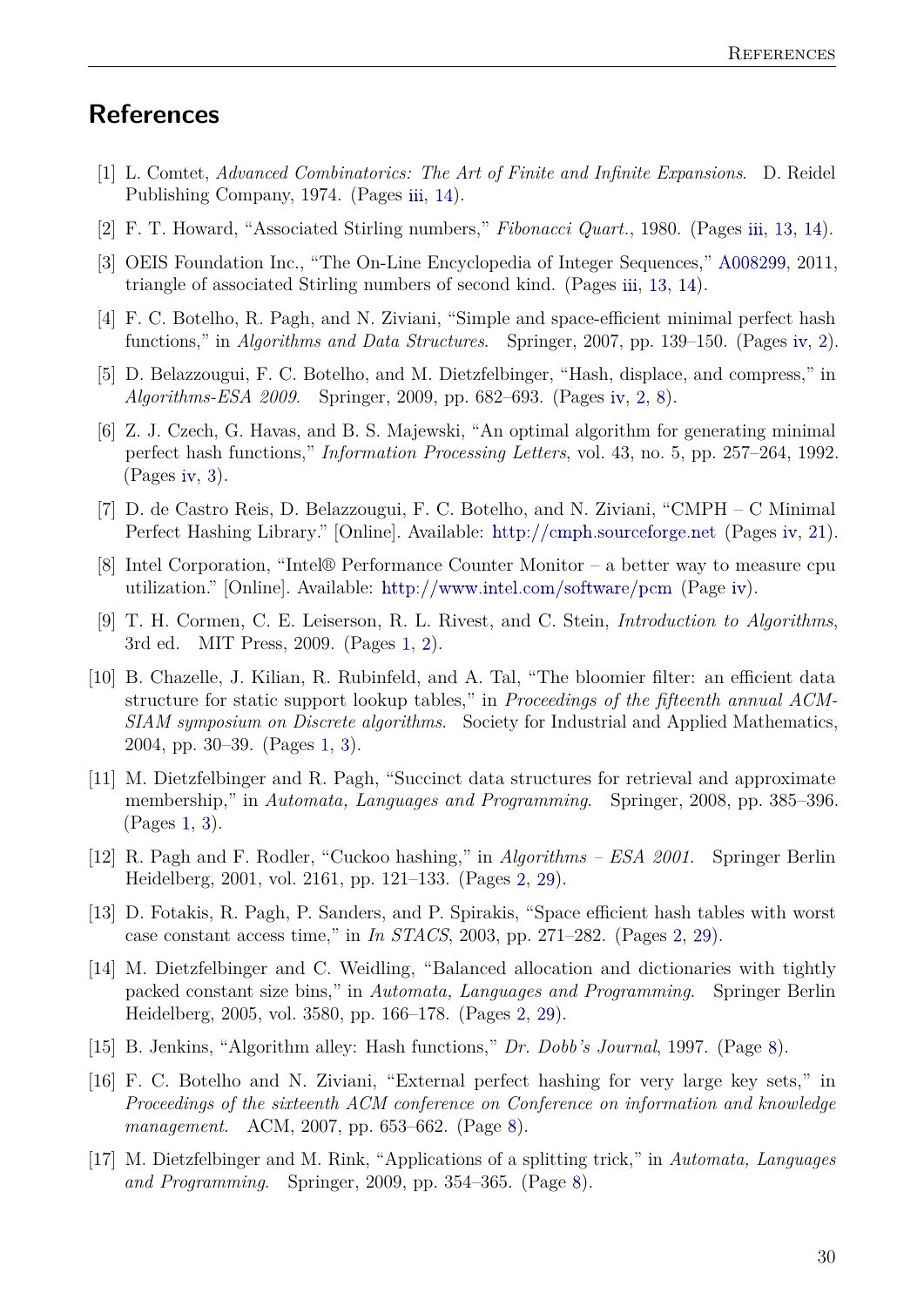## References

[1] L. Comtet, *Advanced Combinatorics: The Art of Finite and Infinite Expansions*. D. Reidel Publishing Company, 1974. (Pages iii, 14).

[2] F. T. Howard, "Associated Stirling numbers," *Fibonacci Quart.*, 1980. (Pages iii, 13, 14).

[3] OEIS Foundation Inc., "The On-Line Encyclopedia of Integer Sequences," A008299, 2011, triangle of associated Stirling numbers of second kind. (Pages iii, 13, 14).

[4] F. C. Botelho, R. Pagh, and N. Ziviani, "Simple and space-efficient minimal perfect hash functions," in *Algorithms and Data Structures*. Springer, 2007, pp. 139–150. (Pages iv, 2).

[5] D. Belazzougui, F. C. Botelho, and M. Dietzfelbinger, "Hash, displace, and compress," in *Algorithms-ESA 2009*. Springer, 2009, pp. 682–693. (Pages iv, 2, 8).

[6] Z. J. Czech, G. Havas, and B. S. Majewski, "An optimal algorithm for generating minimal perfect hash functions," *Information Processing Letters*, vol. 43, no. 5, pp. 257–264, 1992. (Pages iv, 3).

[7] D. de Castro Reis, D. Belazzougui, F. C. Botelho, and N. Ziviani, "CMPH – C Minimal Perfect Hashing Library." [Online]. Available: http://cmph.sourceforge.net (Pages iv, 21).

[8] Intel Corporation, "Intel® Performance Counter Monitor – a better way to measure cpu utilization." [Online]. Available: http://www.intel.com/software/pcm (Page iv).

[9] T. H. Cormen, C. E. Leiserson, R. L. Rivest, and C. Stein, *Introduction to Algorithms*, 3rd ed. MIT Press, 2009. (Pages 1, 2).

[10] B. Chazelle, J. Kilian, R. Rubinfeld, and A. Tal, "The bloomier filter: an efficient data structure for static support lookup tables," in *Proceedings of the fifteenth annual ACM-SIAM symposium on Discrete algorithms*. Society for Industrial and Applied Mathematics, 2004, pp. 30–39. (Pages 1, 3).

[11] M. Dietzfelbinger and R. Pagh, "Succinct data structures for retrieval and approximate membership," in *Automata, Languages and Programming*. Springer, 2008, pp. 385–396. (Pages 1, 3).

[12] R. Pagh and F. Rodler, "Cuckoo hashing," in *Algorithms – ESA 2001*. Springer Berlin Heidelberg, 2001, vol. 2161, pp. 121–133. (Pages 2, 29).

[13] D. Fotakis, R. Pagh, P. Sanders, and P. Spirakis, "Space efficient hash tables with worst case constant access time," in *In STACS*, 2003, pp. 271–282. (Pages 2, 29).

[14] M. Dietzfelbinger and C. Weidling, "Balanced allocation and dictionaries with tightly packed constant size bins," in *Automata, Languages and Programming*. Springer Berlin Heidelberg, 2005, vol. 3580, pp. 166–178. (Pages 2, 29).

[15] B. Jenkins, "Algorithm alley: Hash functions," *Dr. Dobb's Journal*, 1997. (Page 8).

[16] F. C. Botelho and N. Ziviani, "External perfect hashing for very large key sets," in *Proceedings of the sixteenth ACM conference on Conference on information and knowledge management*. ACM, 2007, pp. 653–662. (Page 8).

[17] M. Dietzfelbinger and M. Rink, "Applications of a splitting trick," in *Automata, Languages and Programming*. Springer, 2009, pp. 354–365. (Page 8).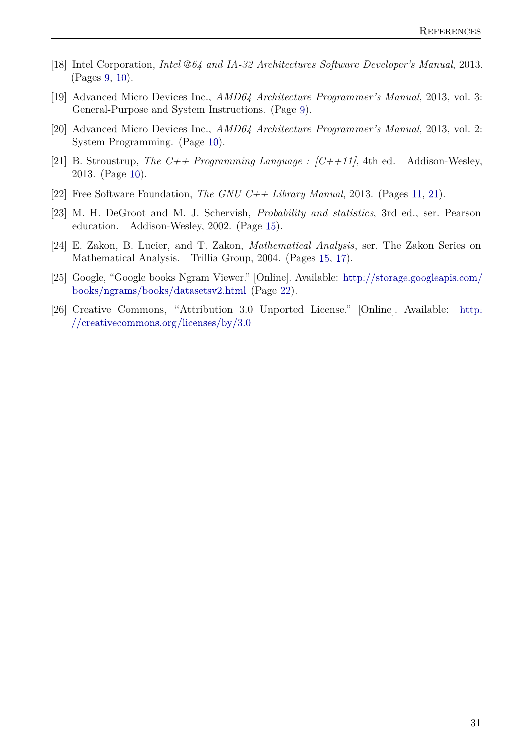[18] Intel Corporation, *Intel ®64 and IA-32 Architectures Software Developer's Manual*, 2013. (Pages 9, 10).

[19] Advanced Micro Devices Inc., *AMD64 Architecture Programmer's Manual*, 2013, vol. 3: General-Purpose and System Instructions. (Page 9).

[20] Advanced Micro Devices Inc., *AMD64 Architecture Programmer's Manual*, 2013, vol. 2: System Programming. (Page 10).

[21] B. Stroustrup, *The C++ Programming Language : [C++11]*, 4th ed. Addison-Wesley, 2013. (Page 10).

[22] Free Software Foundation, *The GNU C++ Library Manual*, 2013. (Pages 11, 21).

[23] M. H. DeGroot and M. J. Schervish, *Probability and statistics*, 3rd ed., ser. Pearson education. Addison-Wesley, 2002. (Page 15).

[24] E. Zakon, B. Lucier, and T. Zakon, *Mathematical Analysis*, ser. The Zakon Series on Mathematical Analysis. Trillia Group, 2004. (Pages 15, 17).

[25] Google, "Google books Ngram Viewer." [Online]. Available: http://storage.googleapis.com/books/ngrams/books/datasetsv2.html (Page 22).

[26] Creative Commons, "Attribution 3.0 Unported License." [Online]. Available: http://creativecommons.org/licenses/by/3.0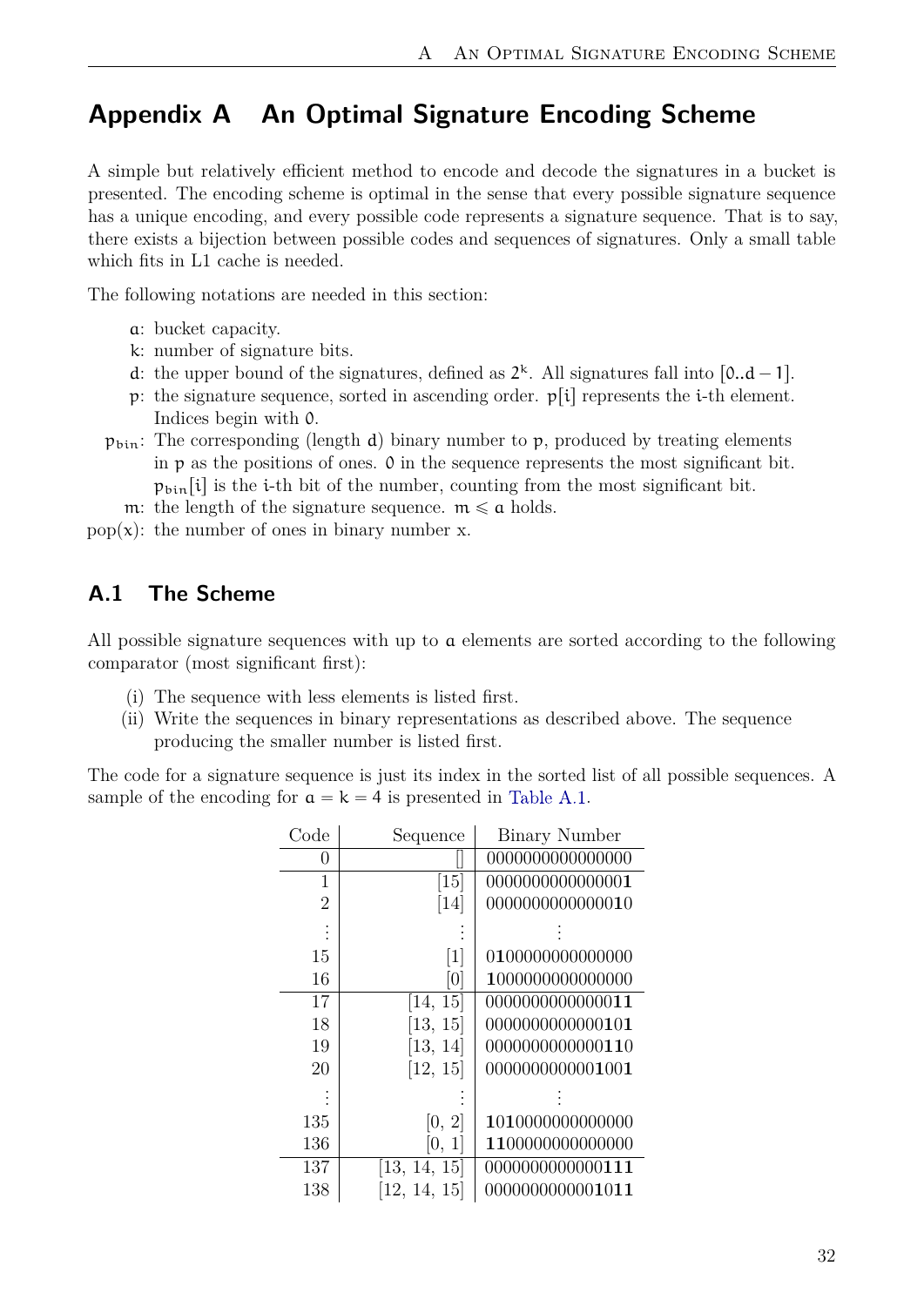# Appendix A An Optimal Signature Encoding Scheme

A simple but relatively efficient method to encode and decode the signatures in a bucket is presented. The encoding scheme is optimal in the sense that every possible signature sequence has a unique encoding, and every possible code represents a signature sequence. That is to say, there exists a bijection between possible codes and sequences of signatures. Only a small table which fits in L1 cache is needed.

The following notations are needed in this section:

- $a$: bucket capacity.
- $k$: number of signature bits.
- $d$: the upper bound of the signatures, defined as $2^k$. All signatures fall into $[0..d-1]$.
- $p$: the signature sequence, sorted in ascending order. $p[i]$ represents the $i$-th element. Indices begin with $0$.
- $p_{bin}$: The corresponding (length $d$) binary number to $p$, produced by treating elements in $p$ as the positions of ones. $0$ in the sequence represents the most significant bit. $p_{bin}[i]$ is the $i$-th bit of the number, counting from the most significant bit.
- $m$: the length of the signature sequence. $m \leqslant a$ holds.
- $\text{pop}(x)$: the number of ones in binary number x.

## A.1 The Scheme

All possible signature sequences with up to $a$ elements are sorted according to the following comparator (most significant first):

(i) The sequence with less elements is listed first.
(ii) Write the sequences in binary representations as described above. The sequence producing the smaller number is listed first.

The code for a signature sequence is just its index in the sorted list of all possible sequences. A sample of the encoding for $a = k = 4$ is presented in Table A.1.

| Code | Sequence | Binary Number |
|---|---|---|
| 0 | [] | 0000000000000000 |
| 1 | [15] | 000000000000000**1** |
| 2 | [14] | 00000000000000**1**0 |
| ⋮ | ⋮ | ⋮ |
| 15 | [1] | 0**1**00000000000000 |
| 16 | [0] | **1**000000000000000 |
| 17 | [14, 15] | 00000000000000**11** |
| 18 | [13, 15] | 0000000000000**1**0**1** |
| 19 | [13, 14] | 0000000000000**11**0 |
| 20 | [12, 15] | 000000000000**1**00**1** |
| ⋮ | ⋮ | ⋮ |
| 135 | [0, 2] | **1**0**1**0000000000000 |
| 136 | [0, 1] | **11**00000000000000 |
| 137 | [13, 14, 15] | 0000000000000**111** |
| 138 | [12, 14, 15] | 000000000000**1**0**11** |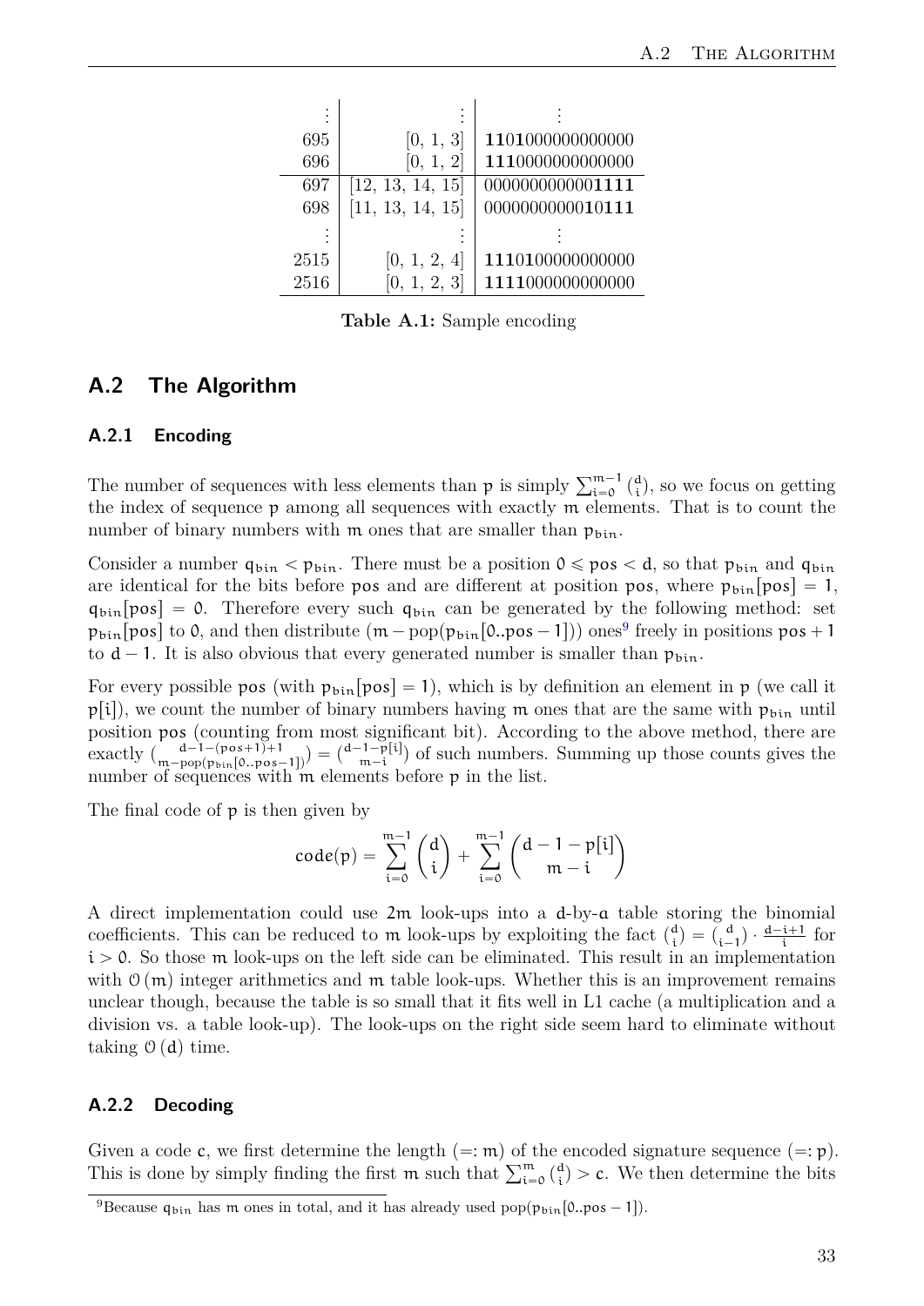| | | |
|---|---|---|
| ⋮ | ⋮ | ⋮ |
| 695 | [0, 1, 3] | **11**0**1**000000000000 |
| 696 | [0, 1, 2] | **111**0000000000000 |
| 697 | [12, 13, 14, 15] | 000000000000**1111** |
| 698 | [11, 13, 14, 15] | 00000000000**1**0**111** |
| ⋮ | ⋮ | ⋮ |
| 2515 | [0, 1, 2, 4] | **111**0**1**00000000000 |
| 2516 | [0, 1, 2, 3] | **1111**000000000000 |

**Table A.1:** Sample encoding

## A.2 The Algorithm

### A.2.1 Encoding

The number of sequences with less elements than $p$ is simply $\sum_{i=0}^{m-1}\binom{d}{i}$, so we focus on getting the index of sequence $p$ among all sequences with exactly $m$ elements. That is to count the number of binary numbers with $m$ ones that are smaller than $p_{bin}$.

Consider a number $q_{bin} < p_{bin}$. There must be a position $0 \leqslant pos < d$, so that $p_{bin}$ and $q_{bin}$ are identical for the bits before $pos$ and are different at position $pos$, where $p_{bin}[pos] = 1$, $q_{bin}[pos] = 0$. Therefore every such $q_{bin}$ can be generated by the following method: set $p_{bin}[pos]$ to $0$, and then distribute $(m - \text{pop}(p_{bin}[0..pos-1]))$ ones[9] freely in positions $pos + 1$ to $d - 1$. It is also obvious that every generated number is smaller than $p_{bin}$.

For every possible $pos$ (with $p_{bin}[pos] = 1$), which is by definition an element in $p$ (we call it $p[i]$), we count the number of binary numbers having $m$ ones that are the same with $p_{bin}$ until position $pos$ (counting from most significant bit). According to the above method, there are exactly $\binom{d-1-(pos+1)+1}{m-\text{pop}(p_{bin}[0..pos-1])} = \binom{d-1-p[i]}{m-i}$ of such numbers. Summing up those counts gives the number of sequences with $m$ elements before $p$ in the list.

The final code of $p$ is then given by

$$\text{code}(p) = \sum_{i=0}^{m-1}\binom{d}{i} + \sum_{i=0}^{m-1}\binom{d-1-p[i]}{m-i}$$

A direct implementation could use $2m$ look-ups into a $d$-by-$a$ table storing the binomial coefficients. This can be reduced to $m$ look-ups by exploiting the fact $\binom{d}{i} = \binom{d}{i-1} \cdot \frac{d-i+1}{i}$ for $i > 0$. So those $m$ look-ups on the left side can be eliminated. This result in an implementation with $\mathcal{O}(m)$ integer arithmetics and $m$ table look-ups. Whether this is an improvement remains unclear though, because the table is so small that it fits well in L1 cache (a multiplication and a division vs. a table look-up). The look-ups on the right side seem hard to eliminate without taking $\mathcal{O}(d)$ time.

### A.2.2 Decoding

Given a code $c$, we first determine the length ($=: m$) of the encoded signature sequence ($=: p$). This is done by simply finding the first $m$ such that $\sum_{i=0}^{m}\binom{d}{i} > c$. We then determine the bits

[9] Because $q_{bin}$ has $m$ ones in total, and it has already used $\text{pop}(p_{bin}[0..pos-1])$.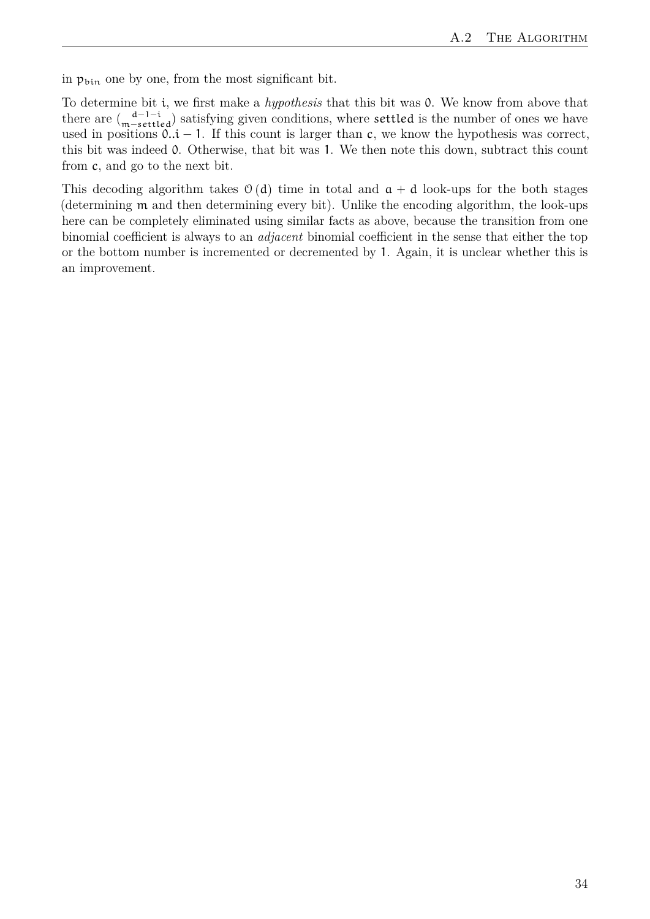in $p_{bin}$ one by one, from the most significant bit.

To determine bit $i$, we first make a *hypothesis* that this bit was $0$. We know from above that there are $\binom{d-1-i}{m-\mathsf{settled}}$ satisfying given conditions, where $\mathsf{settled}$ is the number of ones we have used in positions $0..i-1$. If this count is larger than $c$, we know the hypothesis was correct, this bit was indeed $0$. Otherwise, that bit was $1$. We then note this down, subtract this count from $c$, and go to the next bit.

This decoding algorithm takes $\mathcal{O}(d)$ time in total and $a + d$ look-ups for the both stages (determining $m$ and then determining every bit). Unlike the encoding algorithm, the look-ups here can be completely eliminated using similar facts as above, because the transition from one binomial coefficient is always to an *adjacent* binomial coefficient in the sense that either the top or the bottom number is incremented or decremented by $1$. Again, it is unclear whether this is an improvement.